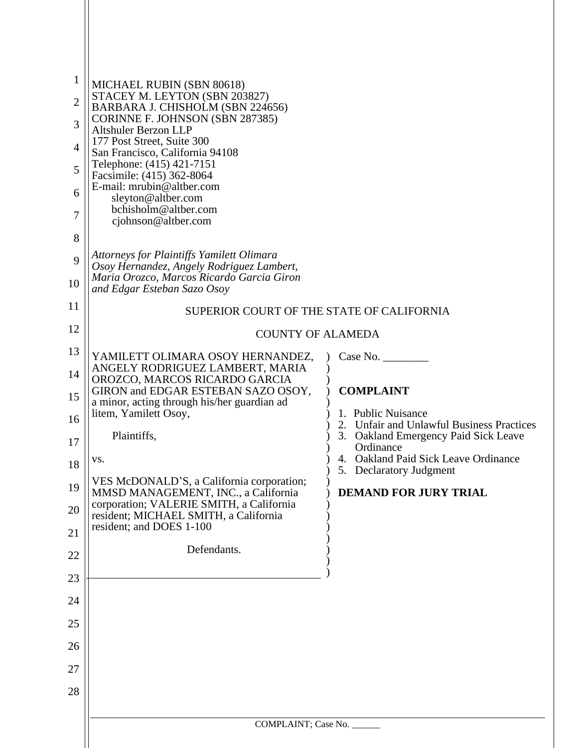MICHAEL RUBIN (SBN 80618)
STACEY M. LEYTON (SBN 203827)
BARBARA J. CHISHOLM (SBN 224656)
CORINNE F. JOHNSON (SBN 287385)
Altshuler Berzon LLP
177 Post Street, Suite 300
San Francisco, California 94108
Telephone: (415) 421-7151
Facsimile: (415) 362-8064
E-mail: mrubin@altber.com
sleyton@altber.com
bchisholm@altber.com
cjohnson@altber.com

*Attorneys for Plaintiffs Yamilett Olimara Osoy Hernandez, Angely Rodriguez Lambert, Maria Orozco, Marcos Ricardo Garcia Giron and Edgar Esteban Sazo Osoy*

SUPERIOR COURT OF THE STATE OF CALIFORNIA

COUNTY OF ALAMEDA

YAMILETT OLIMARA OSOY HERNANDEZ, ANGELY RODRIGUEZ LAMBERT, MARIA OROZCO, MARCOS RICARDO GARCIA GIRON and EDGAR ESTEBAN SAZO OSOY, a minor, acting through his/her guardian ad litem, Yamilett Osoy,

Plaintiffs,

vs.

VES McDONALD'S, a California corporation; MMSD MANAGEMENT, INC., a California corporation; VALERIE SMITH, a California resident; MICHAEL SMITH, a California resident; and DOES 1-100

Defendants.

Case No. ________

**COMPLAINT**

1. Public Nuisance
2. Unfair and Unlawful Business Practices
3. Oakland Emergency Paid Sick Leave Ordinance
4. Oakland Paid Sick Leave Ordinance
5. Declaratory Judgment

**DEMAND FOR JURY TRIAL**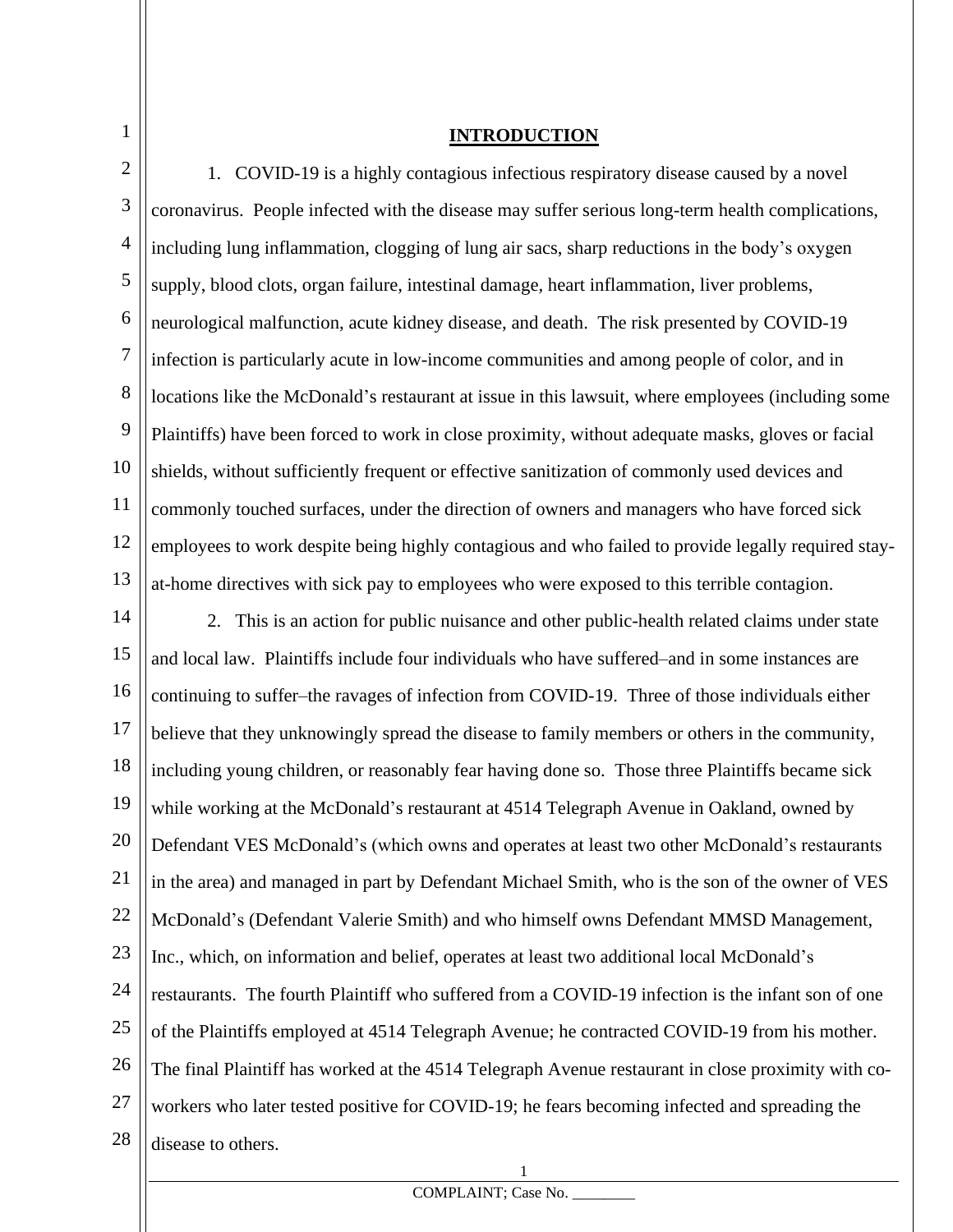## INTRODUCTION

1. COVID-19 is a highly contagious infectious respiratory disease caused by a novel coronavirus. People infected with the disease may suffer serious long-term health complications, including lung inflammation, clogging of lung air sacs, sharp reductions in the body's oxygen supply, blood clots, organ failure, intestinal damage, heart inflammation, liver problems, neurological malfunction, acute kidney disease, and death. The risk presented by COVID-19 infection is particularly acute in low-income communities and among people of color, and in locations like the McDonald's restaurant at issue in this lawsuit, where employees (including some Plaintiffs) have been forced to work in close proximity, without adequate masks, gloves or facial shields, without sufficiently frequent or effective sanitization of commonly used devices and commonly touched surfaces, under the direction of owners and managers who have forced sick employees to work despite being highly contagious and who failed to provide legally required stay-at-home directives with sick pay to employees who were exposed to this terrible contagion.

2. This is an action for public nuisance and other public-health related claims under state and local law. Plaintiffs include four individuals who have suffered–and in some instances are continuing to suffer–the ravages of infection from COVID-19. Three of those individuals either believe that they unknowingly spread the disease to family members or others in the community, including young children, or reasonably fear having done so. Those three Plaintiffs became sick while working at the McDonald's restaurant at 4514 Telegraph Avenue in Oakland, owned by Defendant VES McDonald's (which owns and operates at least two other McDonald's restaurants in the area) and managed in part by Defendant Michael Smith, who is the son of the owner of VES McDonald's (Defendant Valerie Smith) and who himself owns Defendant MMSD Management, Inc., which, on information and belief, operates at least two additional local McDonald's restaurants. The fourth Plaintiff who suffered from a COVID-19 infection is the infant son of one of the Plaintiffs employed at 4514 Telegraph Avenue; he contracted COVID-19 from his mother. The final Plaintiff has worked at the 4514 Telegraph Avenue restaurant in close proximity with co-workers who later tested positive for COVID-19; he fears becoming infected and spreading the disease to others.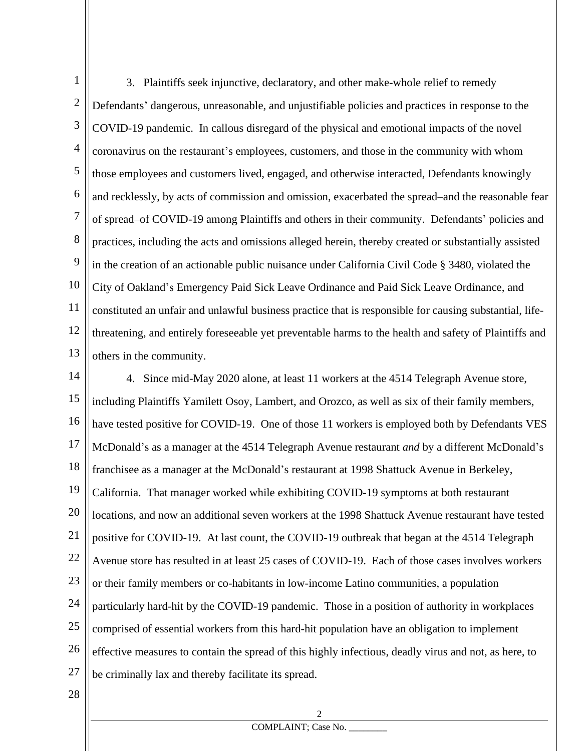3. Plaintiffs seek injunctive, declaratory, and other make-whole relief to remedy Defendants' dangerous, unreasonable, and unjustifiable policies and practices in response to the COVID-19 pandemic. In callous disregard of the physical and emotional impacts of the novel coronavirus on the restaurant's employees, customers, and those in the community with whom those employees and customers lived, engaged, and otherwise interacted, Defendants knowingly and recklessly, by acts of commission and omission, exacerbated the spread–and the reasonable fear of spread–of COVID-19 among Plaintiffs and others in their community. Defendants' policies and practices, including the acts and omissions alleged herein, thereby created or substantially assisted in the creation of an actionable public nuisance under California Civil Code § 3480, violated the City of Oakland's Emergency Paid Sick Leave Ordinance and Paid Sick Leave Ordinance, and constituted an unfair and unlawful business practice that is responsible for causing substantial, life-threatening, and entirely foreseeable yet preventable harms to the health and safety of Plaintiffs and others in the community.

4. Since mid-May 2020 alone, at least 11 workers at the 4514 Telegraph Avenue store, including Plaintiffs Yamilett Osoy, Lambert, and Orozco, as well as six of their family members, have tested positive for COVID-19. One of those 11 workers is employed both by Defendants VES McDonald's as a manager at the 4514 Telegraph Avenue restaurant *and* by a different McDonald's franchisee as a manager at the McDonald's restaurant at 1998 Shattuck Avenue in Berkeley, California. That manager worked while exhibiting COVID-19 symptoms at both restaurant locations, and now an additional seven workers at the 1998 Shattuck Avenue restaurant have tested positive for COVID-19. At last count, the COVID-19 outbreak that began at the 4514 Telegraph Avenue store has resulted in at least 25 cases of COVID-19. Each of those cases involves workers or their family members or co-habitants in low-income Latino communities, a population particularly hard-hit by the COVID-19 pandemic. Those in a position of authority in workplaces comprised of essential workers from this hard-hit population have an obligation to implement effective measures to contain the spread of this highly infectious, deadly virus and not, as here, to be criminally lax and thereby facilitate its spread.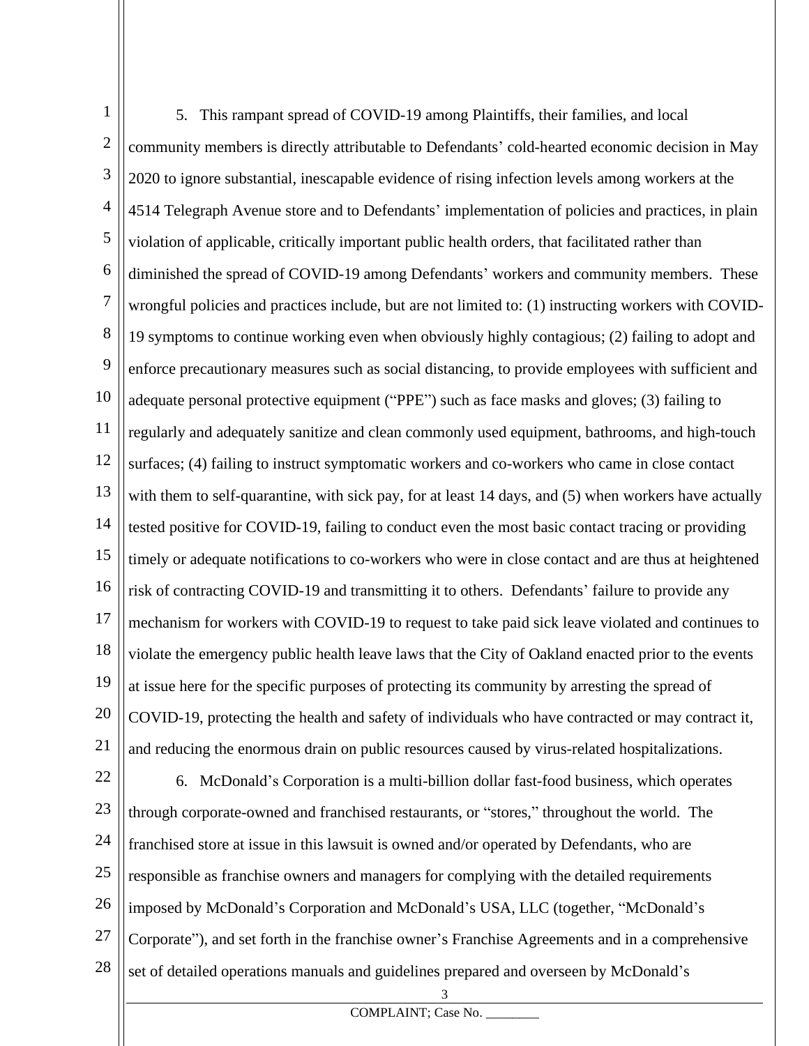5. This rampant spread of COVID-19 among Plaintiffs, their families, and local community members is directly attributable to Defendants' cold-hearted economic decision in May 2020 to ignore substantial, inescapable evidence of rising infection levels among workers at the 4514 Telegraph Avenue store and to Defendants' implementation of policies and practices, in plain violation of applicable, critically important public health orders, that facilitated rather than diminished the spread of COVID-19 among Defendants' workers and community members. These wrongful policies and practices include, but are not limited to: (1) instructing workers with COVID-19 symptoms to continue working even when obviously highly contagious; (2) failing to adopt and enforce precautionary measures such as social distancing, to provide employees with sufficient and adequate personal protective equipment ("PPE") such as face masks and gloves; (3) failing to regularly and adequately sanitize and clean commonly used equipment, bathrooms, and high-touch surfaces; (4) failing to instruct symptomatic workers and co-workers who came in close contact with them to self-quarantine, with sick pay, for at least 14 days, and (5) when workers have actually tested positive for COVID-19, failing to conduct even the most basic contact tracing or providing timely or adequate notifications to co-workers who were in close contact and are thus at heightened risk of contracting COVID-19 and transmitting it to others. Defendants' failure to provide any mechanism for workers with COVID-19 to request to take paid sick leave violated and continues to violate the emergency public health leave laws that the City of Oakland enacted prior to the events at issue here for the specific purposes of protecting its community by arresting the spread of COVID-19, protecting the health and safety of individuals who have contracted or may contract it, and reducing the enormous drain on public resources caused by virus-related hospitalizations.

6. McDonald's Corporation is a multi-billion dollar fast-food business, which operates through corporate-owned and franchised restaurants, or "stores," throughout the world. The franchised store at issue in this lawsuit is owned and/or operated by Defendants, who are responsible as franchise owners and managers for complying with the detailed requirements imposed by McDonald's Corporation and McDonald's USA, LLC (together, "McDonald's Corporate"), and set forth in the franchise owner's Franchise Agreements and in a comprehensive set of detailed operations manuals and guidelines prepared and overseen by McDonald's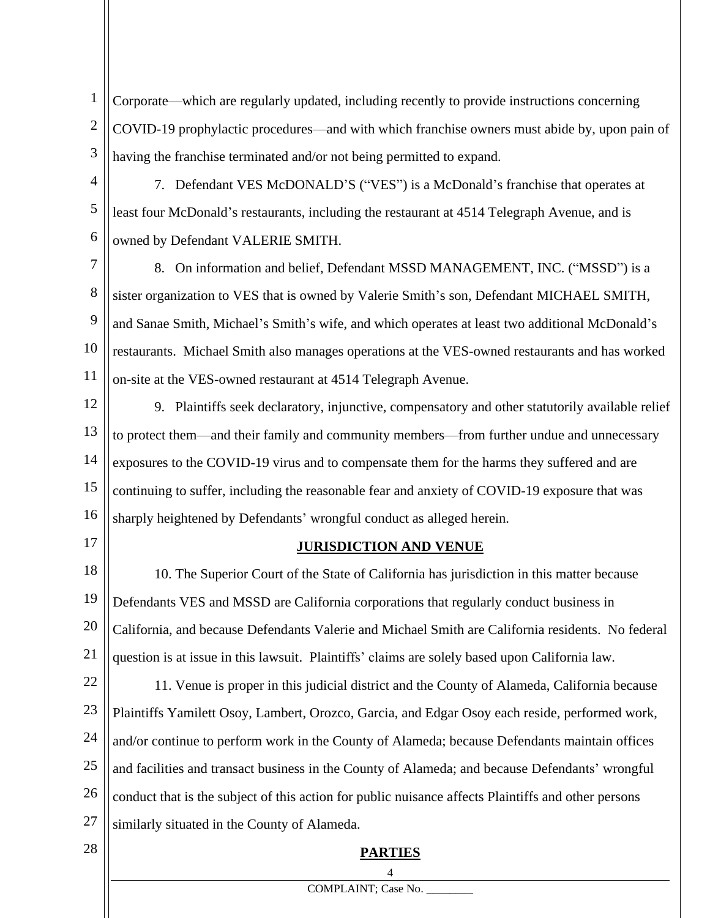Corporate—which are regularly updated, including recently to provide instructions concerning COVID-19 prophylactic procedures—and with which franchise owners must abide by, upon pain of having the franchise terminated and/or not being permitted to expand.

7. Defendant VES McDONALD'S ("VES") is a McDonald's franchise that operates at least four McDonald's restaurants, including the restaurant at 4514 Telegraph Avenue, and is owned by Defendant VALERIE SMITH.

8. On information and belief, Defendant MSSD MANAGEMENT, INC. ("MSSD") is a sister organization to VES that is owned by Valerie Smith's son, Defendant MICHAEL SMITH, and Sanae Smith, Michael's Smith's wife, and which operates at least two additional McDonald's restaurants. Michael Smith also manages operations at the VES-owned restaurants and has worked on-site at the VES-owned restaurant at 4514 Telegraph Avenue.

9. Plaintiffs seek declaratory, injunctive, compensatory and other statutorily available relief to protect them—and their family and community members—from further undue and unnecessary exposures to the COVID-19 virus and to compensate them for the harms they suffered and are continuing to suffer, including the reasonable fear and anxiety of COVID-19 exposure that was sharply heightened by Defendants' wrongful conduct as alleged herein.

## JURISDICTION AND VENUE

10. The Superior Court of the State of California has jurisdiction in this matter because Defendants VES and MSSD are California corporations that regularly conduct business in California, and because Defendants Valerie and Michael Smith are California residents. No federal question is at issue in this lawsuit. Plaintiffs' claims are solely based upon California law.

11. Venue is proper in this judicial district and the County of Alameda, California because Plaintiffs Yamilett Osoy, Lambert, Orozco, Garcia, and Edgar Osoy each reside, performed work, and/or continue to perform work in the County of Alameda; because Defendants maintain offices and facilities and transact business in the County of Alameda; and because Defendants' wrongful conduct that is the subject of this action for public nuisance affects Plaintiffs and other persons similarly situated in the County of Alameda.

## PARTIES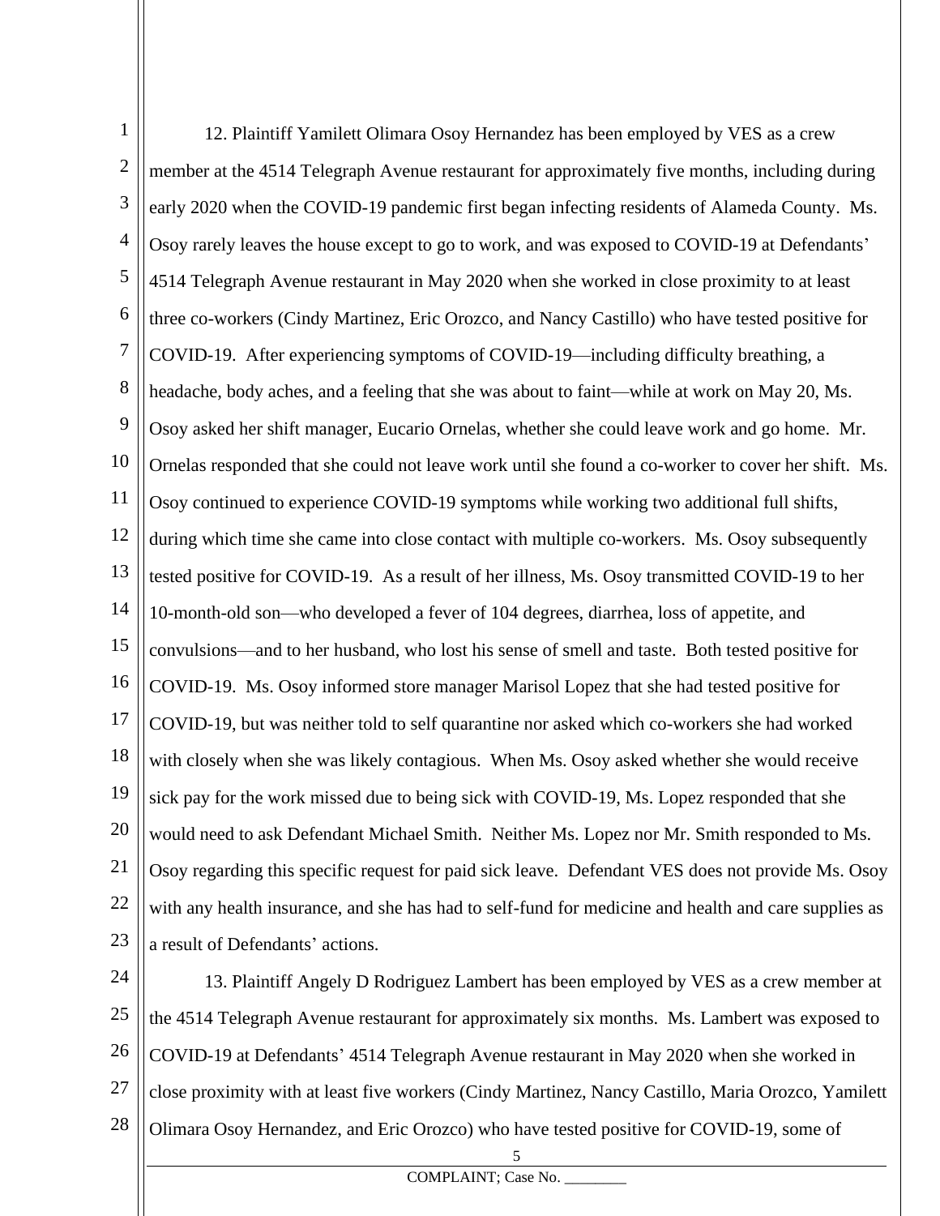12. Plaintiff Yamilett Olimara Osoy Hernandez has been employed by VES as a crew member at the 4514 Telegraph Avenue restaurant for approximately five months, including during early 2020 when the COVID-19 pandemic first began infecting residents of Alameda County. Ms. Osoy rarely leaves the house except to go to work, and was exposed to COVID-19 at Defendants' 4514 Telegraph Avenue restaurant in May 2020 when she worked in close proximity to at least three co-workers (Cindy Martinez, Eric Orozco, and Nancy Castillo) who have tested positive for COVID-19. After experiencing symptoms of COVID-19—including difficulty breathing, a headache, body aches, and a feeling that she was about to faint—while at work on May 20, Ms. Osoy asked her shift manager, Eucario Ornelas, whether she could leave work and go home. Mr. Ornelas responded that she could not leave work until she found a co-worker to cover her shift. Ms. Osoy continued to experience COVID-19 symptoms while working two additional full shifts, during which time she came into close contact with multiple co-workers. Ms. Osoy subsequently tested positive for COVID-19. As a result of her illness, Ms. Osoy transmitted COVID-19 to her 10-month-old son—who developed a fever of 104 degrees, diarrhea, loss of appetite, and convulsions—and to her husband, who lost his sense of smell and taste. Both tested positive for COVID-19. Ms. Osoy informed store manager Marisol Lopez that she had tested positive for COVID-19, but was neither told to self quarantine nor asked which co-workers she had worked with closely when she was likely contagious. When Ms. Osoy asked whether she would receive sick pay for the work missed due to being sick with COVID-19, Ms. Lopez responded that she would need to ask Defendant Michael Smith. Neither Ms. Lopez nor Mr. Smith responded to Ms. Osoy regarding this specific request for paid sick leave. Defendant VES does not provide Ms. Osoy with any health insurance, and she has had to self-fund for medicine and health and care supplies as a result of Defendants' actions.

13. Plaintiff Angely D Rodriguez Lambert has been employed by VES as a crew member at the 4514 Telegraph Avenue restaurant for approximately six months. Ms. Lambert was exposed to COVID-19 at Defendants' 4514 Telegraph Avenue restaurant in May 2020 when she worked in close proximity with at least five workers (Cindy Martinez, Nancy Castillo, Maria Orozco, Yamilett Olimara Osoy Hernandez, and Eric Orozco) who have tested positive for COVID-19, some of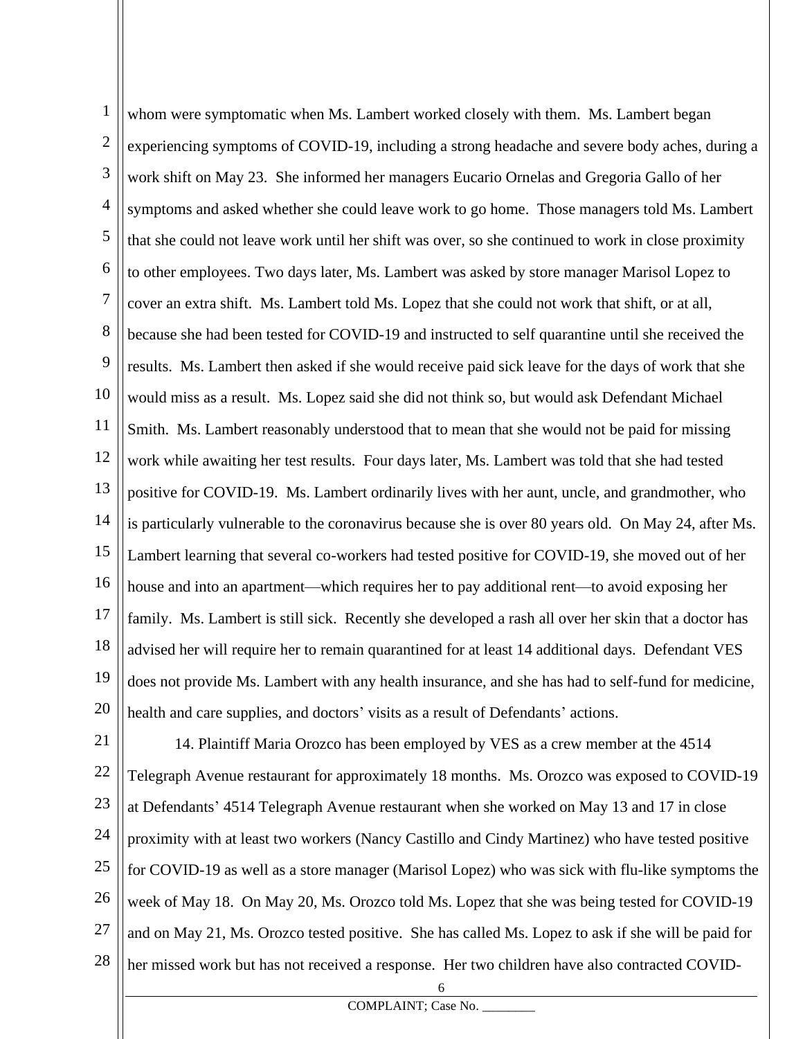whom were symptomatic when Ms. Lambert worked closely with them. Ms. Lambert began experiencing symptoms of COVID-19, including a strong headache and severe body aches, during a work shift on May 23. She informed her managers Eucario Ornelas and Gregoria Gallo of her symptoms and asked whether she could leave work to go home. Those managers told Ms. Lambert that she could not leave work until her shift was over, so she continued to work in close proximity to other employees. Two days later, Ms. Lambert was asked by store manager Marisol Lopez to cover an extra shift. Ms. Lambert told Ms. Lopez that she could not work that shift, or at all, because she had been tested for COVID-19 and instructed to self quarantine until she received the results. Ms. Lambert then asked if she would receive paid sick leave for the days of work that she would miss as a result. Ms. Lopez said she did not think so, but would ask Defendant Michael Smith. Ms. Lambert reasonably understood that to mean that she would not be paid for missing work while awaiting her test results. Four days later, Ms. Lambert was told that she had tested positive for COVID-19. Ms. Lambert ordinarily lives with her aunt, uncle, and grandmother, who is particularly vulnerable to the coronavirus because she is over 80 years old. On May 24, after Ms. Lambert learning that several co-workers had tested positive for COVID-19, she moved out of her house and into an apartment—which requires her to pay additional rent—to avoid exposing her family. Ms. Lambert is still sick. Recently she developed a rash all over her skin that a doctor has advised her will require her to remain quarantined for at least 14 additional days. Defendant VES does not provide Ms. Lambert with any health insurance, and she has had to self-fund for medicine, health and care supplies, and doctors' visits as a result of Defendants' actions.

14. Plaintiff Maria Orozco has been employed by VES as a crew member at the 4514 Telegraph Avenue restaurant for approximately 18 months. Ms. Orozco was exposed to COVID-19 at Defendants' 4514 Telegraph Avenue restaurant when she worked on May 13 and 17 in close proximity with at least two workers (Nancy Castillo and Cindy Martinez) who have tested positive for COVID-19 as well as a store manager (Marisol Lopez) who was sick with flu-like symptoms the week of May 18. On May 20, Ms. Orozco told Ms. Lopez that she was being tested for COVID-19 and on May 21, Ms. Orozco tested positive. She has called Ms. Lopez to ask if she will be paid for her missed work but has not received a response. Her two children have also contracted COVID-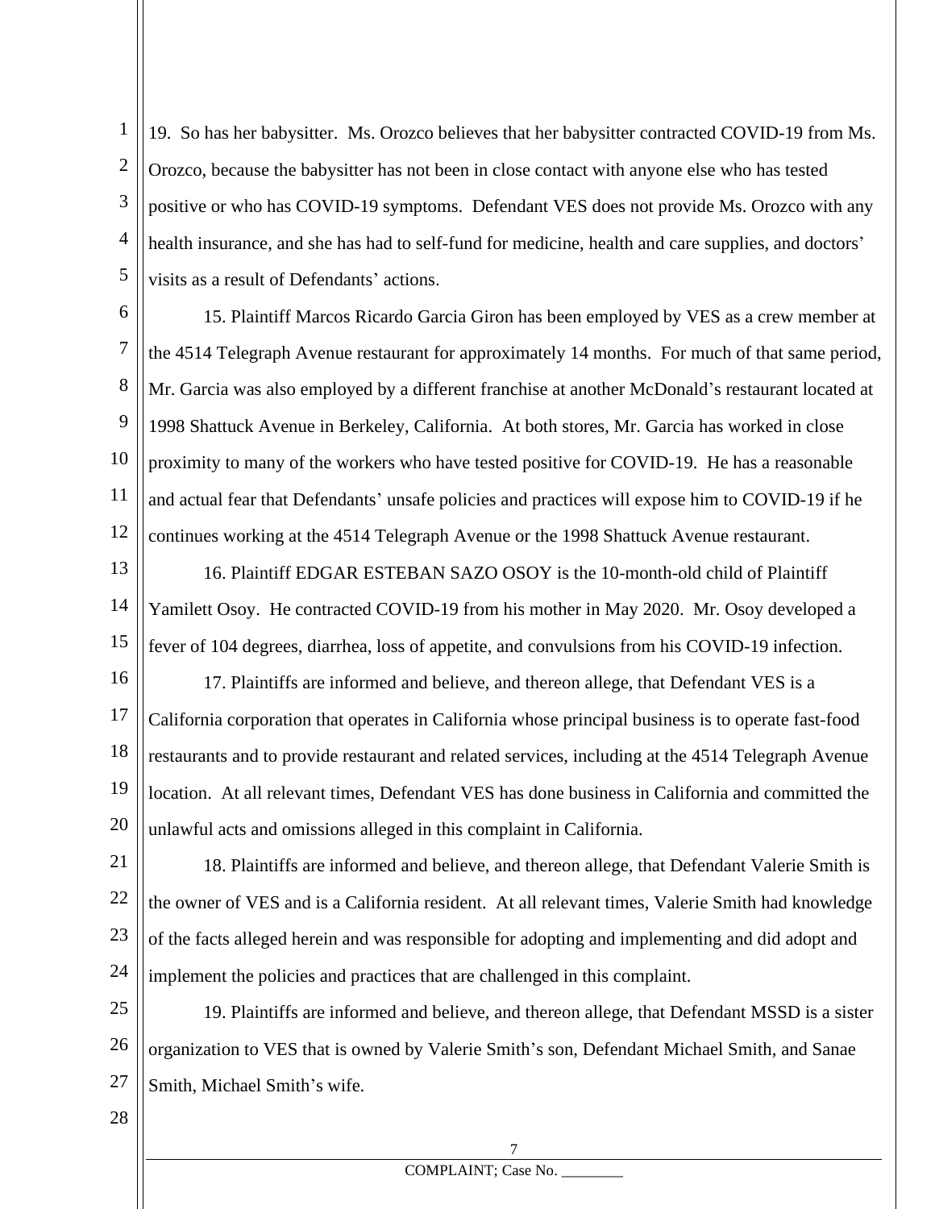19. So has her babysitter. Ms. Orozco believes that her babysitter contracted COVID-19 from Ms. Orozco, because the babysitter has not been in close contact with anyone else who has tested positive or who has COVID-19 symptoms. Defendant VES does not provide Ms. Orozco with any health insurance, and she has had to self-fund for medicine, health and care supplies, and doctors' visits as a result of Defendants' actions.

15. Plaintiff Marcos Ricardo Garcia Giron has been employed by VES as a crew member at the 4514 Telegraph Avenue restaurant for approximately 14 months. For much of that same period, Mr. Garcia was also employed by a different franchise at another McDonald's restaurant located at 1998 Shattuck Avenue in Berkeley, California. At both stores, Mr. Garcia has worked in close proximity to many of the workers who have tested positive for COVID-19. He has a reasonable and actual fear that Defendants' unsafe policies and practices will expose him to COVID-19 if he continues working at the 4514 Telegraph Avenue or the 1998 Shattuck Avenue restaurant.

16. Plaintiff EDGAR ESTEBAN SAZO OSOY is the 10-month-old child of Plaintiff Yamilett Osoy. He contracted COVID-19 from his mother in May 2020. Mr. Osoy developed a fever of 104 degrees, diarrhea, loss of appetite, and convulsions from his COVID-19 infection.

17. Plaintiffs are informed and believe, and thereon allege, that Defendant VES is a California corporation that operates in California whose principal business is to operate fast-food restaurants and to provide restaurant and related services, including at the 4514 Telegraph Avenue location. At all relevant times, Defendant VES has done business in California and committed the unlawful acts and omissions alleged in this complaint in California.

18. Plaintiffs are informed and believe, and thereon allege, that Defendant Valerie Smith is the owner of VES and is a California resident. At all relevant times, Valerie Smith had knowledge of the facts alleged herein and was responsible for adopting and implementing and did adopt and implement the policies and practices that are challenged in this complaint.

19. Plaintiffs are informed and believe, and thereon allege, that Defendant MSSD is a sister organization to VES that is owned by Valerie Smith's son, Defendant Michael Smith, and Sanae Smith, Michael Smith's wife.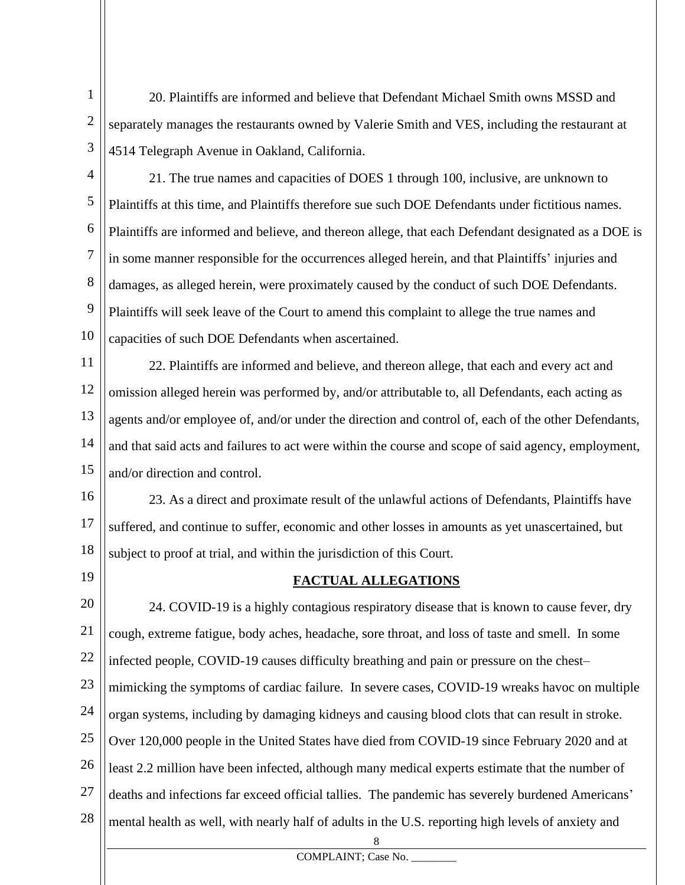20. Plaintiffs are informed and believe that Defendant Michael Smith owns MSSD and separately manages the restaurants owned by Valerie Smith and VES, including the restaurant at 4514 Telegraph Avenue in Oakland, California.

21. The true names and capacities of DOES 1 through 100, inclusive, are unknown to Plaintiffs at this time, and Plaintiffs therefore sue such DOE Defendants under fictitious names. Plaintiffs are informed and believe, and thereon allege, that each Defendant designated as a DOE is in some manner responsible for the occurrences alleged herein, and that Plaintiffs' injuries and damages, as alleged herein, were proximately caused by the conduct of such DOE Defendants. Plaintiffs will seek leave of the Court to amend this complaint to allege the true names and capacities of such DOE Defendants when ascertained.

22. Plaintiffs are informed and believe, and thereon allege, that each and every act and omission alleged herein was performed by, and/or attributable to, all Defendants, each acting as agents and/or employee of, and/or under the direction and control of, each of the other Defendants, and that said acts and failures to act were within the course and scope of said agency, employment, and/or direction and control.

23. As a direct and proximate result of the unlawful actions of Defendants, Plaintiffs have suffered, and continue to suffer, economic and other losses in amounts as yet unascertained, but subject to proof at trial, and within the jurisdiction of this Court.

## FACTUAL ALLEGATIONS

24. COVID-19 is a highly contagious respiratory disease that is known to cause fever, dry cough, extreme fatigue, body aches, headache, sore throat, and loss of taste and smell. In some infected people, COVID-19 causes difficulty breathing and pain or pressure on the chest– mimicking the symptoms of cardiac failure. In severe cases, COVID-19 wreaks havoc on multiple organ systems, including by damaging kidneys and causing blood clots that can result in stroke. Over 120,000 people in the United States have died from COVID-19 since February 2020 and at least 2.2 million have been infected, although many medical experts estimate that the number of deaths and infections far exceed official tallies. The pandemic has severely burdened Americans' mental health as well, with nearly half of adults in the U.S. reporting high levels of anxiety and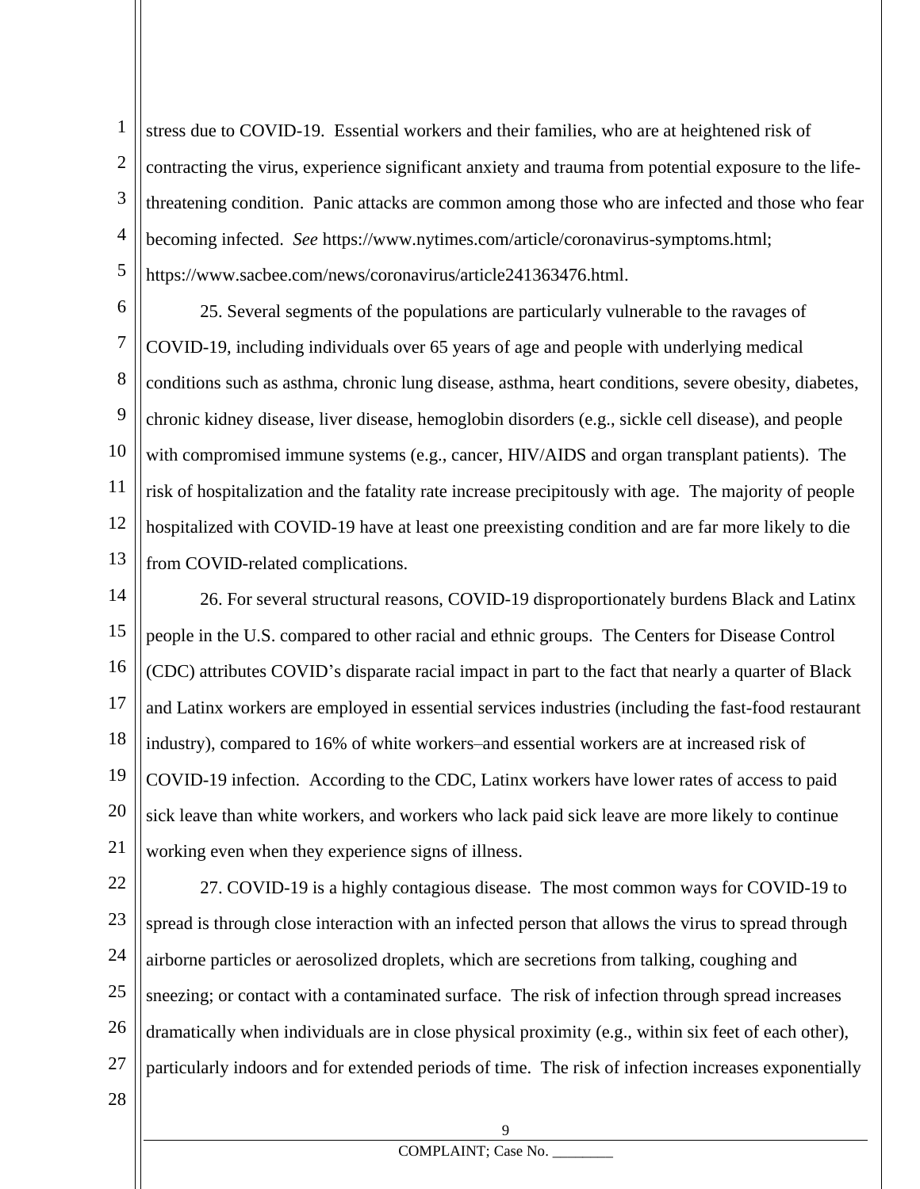stress due to COVID-19. Essential workers and their families, who are at heightened risk of contracting the virus, experience significant anxiety and trauma from potential exposure to the life-threatening condition. Panic attacks are common among those who are infected and those who fear becoming infected. *See* https://www.nytimes.com/article/coronavirus-symptoms.html; https://www.sacbee.com/news/coronavirus/article241363476.html.

25. Several segments of the populations are particularly vulnerable to the ravages of COVID-19, including individuals over 65 years of age and people with underlying medical conditions such as asthma, chronic lung disease, asthma, heart conditions, severe obesity, diabetes, chronic kidney disease, liver disease, hemoglobin disorders (e.g., sickle cell disease), and people with compromised immune systems (e.g., cancer, HIV/AIDS and organ transplant patients). The risk of hospitalization and the fatality rate increase precipitously with age. The majority of people hospitalized with COVID-19 have at least one preexisting condition and are far more likely to die from COVID-related complications.

26. For several structural reasons, COVID-19 disproportionately burdens Black and Latinx people in the U.S. compared to other racial and ethnic groups. The Centers for Disease Control (CDC) attributes COVID's disparate racial impact in part to the fact that nearly a quarter of Black and Latinx workers are employed in essential services industries (including the fast-food restaurant industry), compared to 16% of white workers–and essential workers are at increased risk of COVID-19 infection. According to the CDC, Latinx workers have lower rates of access to paid sick leave than white workers, and workers who lack paid sick leave are more likely to continue working even when they experience signs of illness.

27. COVID-19 is a highly contagious disease. The most common ways for COVID-19 to spread is through close interaction with an infected person that allows the virus to spread through airborne particles or aerosolized droplets, which are secretions from talking, coughing and sneezing; or contact with a contaminated surface. The risk of infection through spread increases dramatically when individuals are in close physical proximity (e.g., within six feet of each other), particularly indoors and for extended periods of time. The risk of infection increases exponentially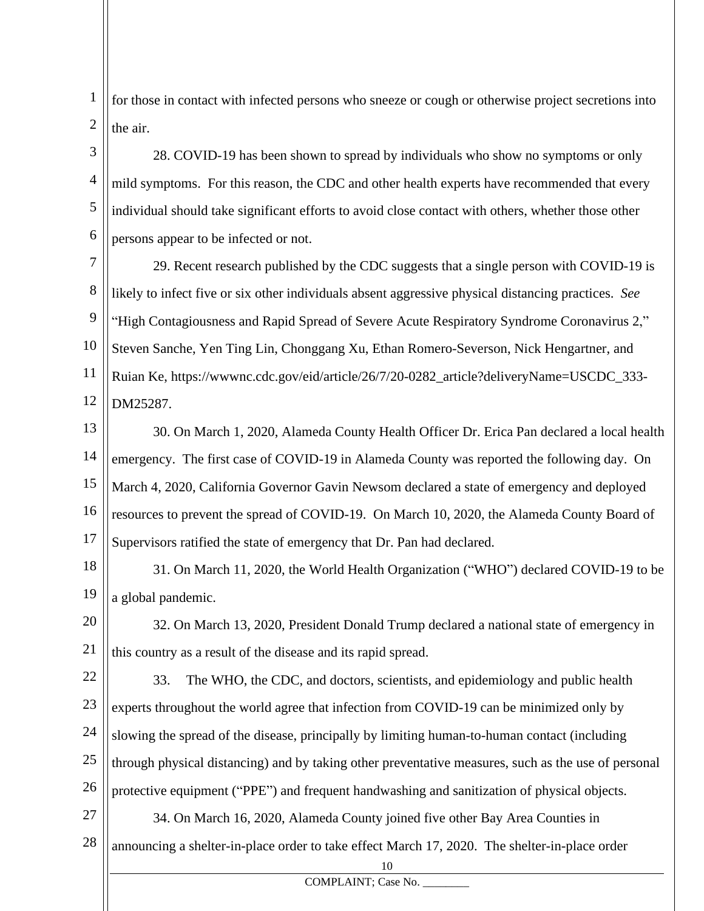for those in contact with infected persons who sneeze or cough or otherwise project secretions into the air.

28. COVID-19 has been shown to spread by individuals who show no symptoms or only mild symptoms. For this reason, the CDC and other health experts have recommended that every individual should take significant efforts to avoid close contact with others, whether those other persons appear to be infected or not.

29. Recent research published by the CDC suggests that a single person with COVID-19 is likely to infect five or six other individuals absent aggressive physical distancing practices. *See* "High Contagiousness and Rapid Spread of Severe Acute Respiratory Syndrome Coronavirus 2," Steven Sanche, Yen Ting Lin, Chonggang Xu, Ethan Romero-Severson, Nick Hengartner, and Ruian Ke, https://wwwnc.cdc.gov/eid/article/26/7/20-0282_article?deliveryName=USCDC_333-DM25287.

30. On March 1, 2020, Alameda County Health Officer Dr. Erica Pan declared a local health emergency. The first case of COVID-19 in Alameda County was reported the following day. On March 4, 2020, California Governor Gavin Newsom declared a state of emergency and deployed resources to prevent the spread of COVID-19. On March 10, 2020, the Alameda County Board of Supervisors ratified the state of emergency that Dr. Pan had declared.

31. On March 11, 2020, the World Health Organization ("WHO") declared COVID-19 to be a global pandemic.

32. On March 13, 2020, President Donald Trump declared a national state of emergency in this country as a result of the disease and its rapid spread.

33. The WHO, the CDC, and doctors, scientists, and epidemiology and public health experts throughout the world agree that infection from COVID-19 can be minimized only by slowing the spread of the disease, principally by limiting human-to-human contact (including through physical distancing) and by taking other preventative measures, such as the use of personal protective equipment ("PPE") and frequent handwashing and sanitization of physical objects.

34. On March 16, 2020, Alameda County joined five other Bay Area Counties in announcing a shelter-in-place order to take effect March 17, 2020. The shelter-in-place order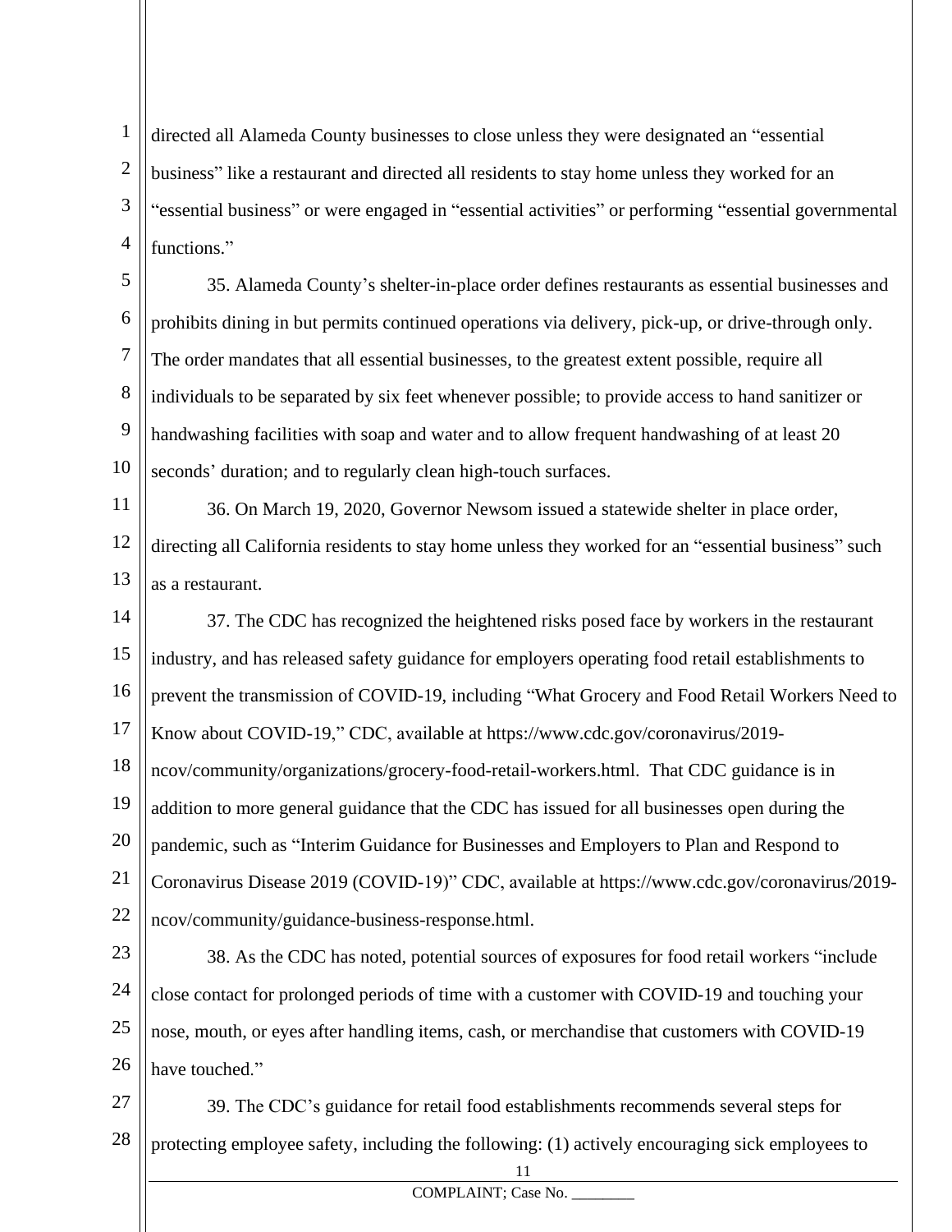directed all Alameda County businesses to close unless they were designated an "essential business" like a restaurant and directed all residents to stay home unless they worked for an "essential business" or were engaged in "essential activities" or performing "essential governmental functions."

35. Alameda County's shelter-in-place order defines restaurants as essential businesses and prohibits dining in but permits continued operations via delivery, pick-up, or drive-through only. The order mandates that all essential businesses, to the greatest extent possible, require all individuals to be separated by six feet whenever possible; to provide access to hand sanitizer or handwashing facilities with soap and water and to allow frequent handwashing of at least 20 seconds' duration; and to regularly clean high-touch surfaces.

36. On March 19, 2020, Governor Newsom issued a statewide shelter in place order, directing all California residents to stay home unless they worked for an "essential business" such as a restaurant.

37. The CDC has recognized the heightened risks posed face by workers in the restaurant industry, and has released safety guidance for employers operating food retail establishments to prevent the transmission of COVID-19, including "What Grocery and Food Retail Workers Need to Know about COVID-19," CDC, available at https://www.cdc.gov/coronavirus/2019-ncov/community/organizations/grocery-food-retail-workers.html. That CDC guidance is in addition to more general guidance that the CDC has issued for all businesses open during the pandemic, such as "Interim Guidance for Businesses and Employers to Plan and Respond to Coronavirus Disease 2019 (COVID-19)" CDC, available at https://www.cdc.gov/coronavirus/2019-ncov/community/guidance-business-response.html.

38. As the CDC has noted, potential sources of exposures for food retail workers "include close contact for prolonged periods of time with a customer with COVID-19 and touching your nose, mouth, or eyes after handling items, cash, or merchandise that customers with COVID-19 have touched."

39. The CDC's guidance for retail food establishments recommends several steps for protecting employee safety, including the following: (1) actively encouraging sick employees to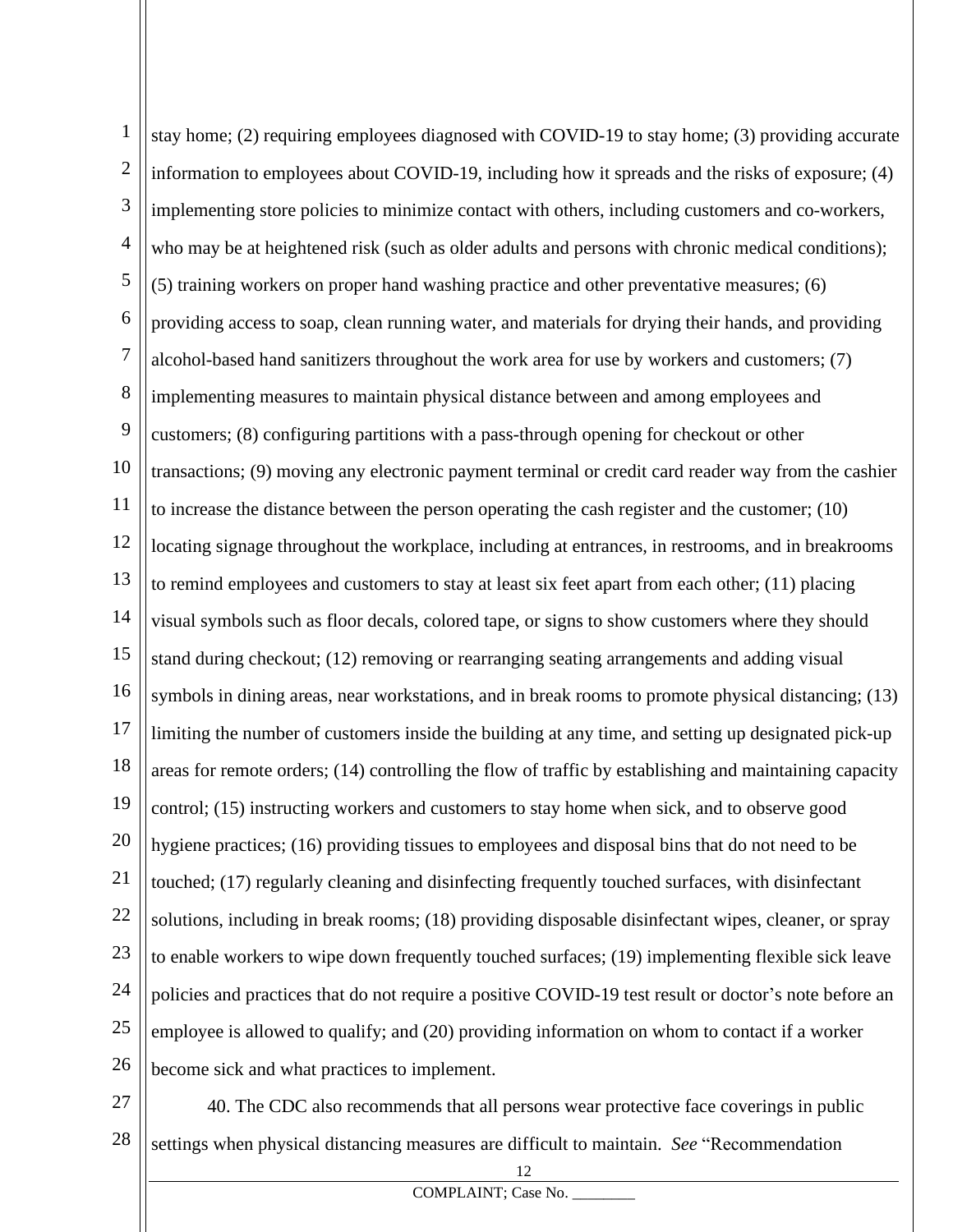stay home; (2) requiring employees diagnosed with COVID-19 to stay home; (3) providing accurate information to employees about COVID-19, including how it spreads and the risks of exposure; (4) implementing store policies to minimize contact with others, including customers and co-workers, who may be at heightened risk (such as older adults and persons with chronic medical conditions); (5) training workers on proper hand washing practice and other preventative measures; (6) providing access to soap, clean running water, and materials for drying their hands, and providing alcohol-based hand sanitizers throughout the work area for use by workers and customers; (7) implementing measures to maintain physical distance between and among employees and customers; (8) configuring partitions with a pass-through opening for checkout or other transactions; (9) moving any electronic payment terminal or credit card reader way from the cashier to increase the distance between the person operating the cash register and the customer; (10) locating signage throughout the workplace, including at entrances, in restrooms, and in breakrooms to remind employees and customers to stay at least six feet apart from each other; (11) placing visual symbols such as floor decals, colored tape, or signs to show customers where they should stand during checkout; (12) removing or rearranging seating arrangements and adding visual symbols in dining areas, near workstations, and in break rooms to promote physical distancing; (13) limiting the number of customers inside the building at any time, and setting up designated pick-up areas for remote orders; (14) controlling the flow of traffic by establishing and maintaining capacity control; (15) instructing workers and customers to stay home when sick, and to observe good hygiene practices; (16) providing tissues to employees and disposal bins that do not need to be touched; (17) regularly cleaning and disinfecting frequently touched surfaces, with disinfectant solutions, including in break rooms; (18) providing disposable disinfectant wipes, cleaner, or spray to enable workers to wipe down frequently touched surfaces; (19) implementing flexible sick leave policies and practices that do not require a positive COVID-19 test result or doctor's note before an employee is allowed to qualify; and (20) providing information on whom to contact if a worker become sick and what practices to implement.

40. The CDC also recommends that all persons wear protective face coverings in public settings when physical distancing measures are difficult to maintain. *See* "Recommendation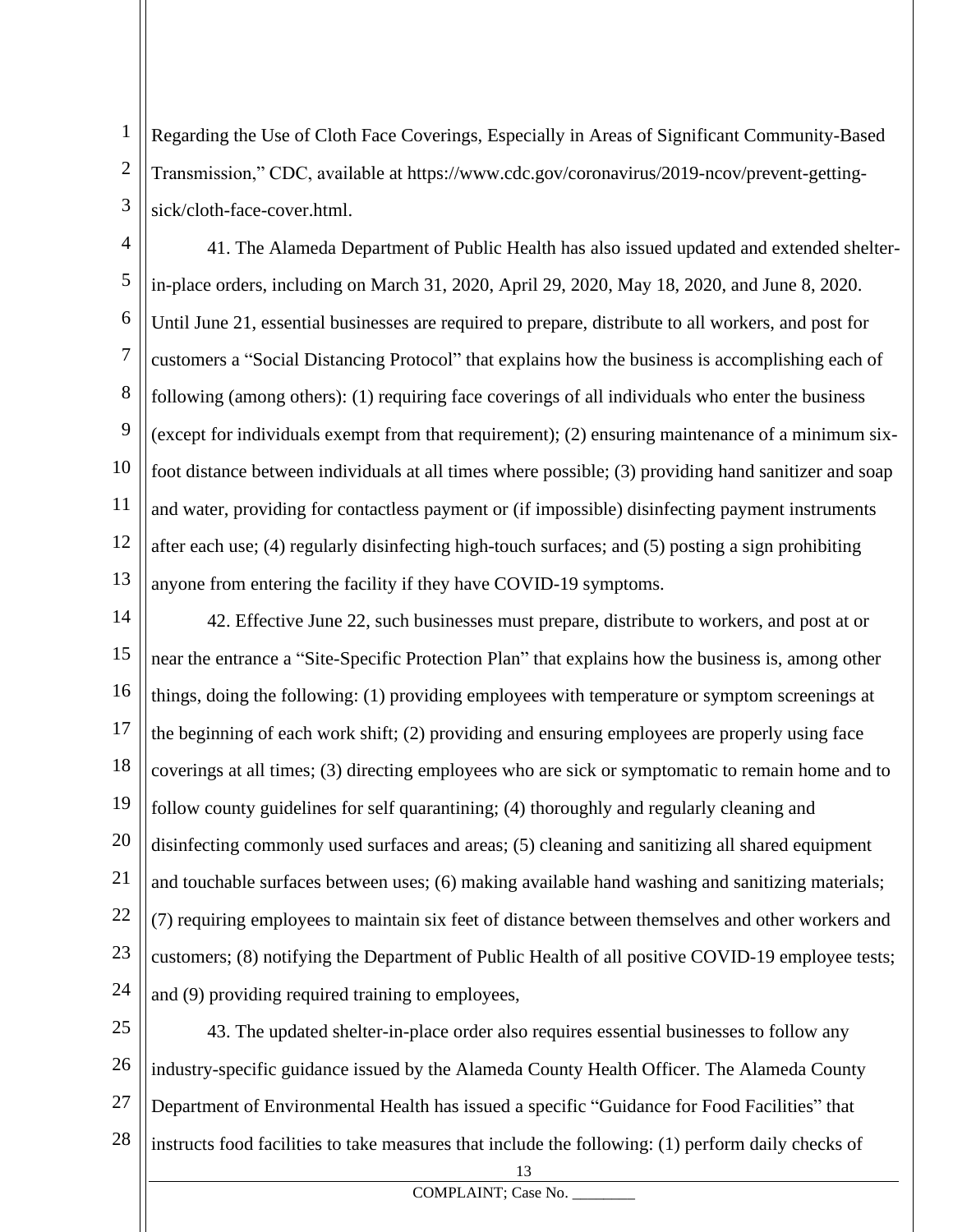Regarding the Use of Cloth Face Coverings, Especially in Areas of Significant Community-Based Transmission," CDC, available at https://www.cdc.gov/coronavirus/2019-ncov/prevent-getting-sick/cloth-face-cover.html.

41. The Alameda Department of Public Health has also issued updated and extended shelter-in-place orders, including on March 31, 2020, April 29, 2020, May 18, 2020, and June 8, 2020. Until June 21, essential businesses are required to prepare, distribute to all workers, and post for customers a "Social Distancing Protocol" that explains how the business is accomplishing each of following (among others): (1) requiring face coverings of all individuals who enter the business (except for individuals exempt from that requirement); (2) ensuring maintenance of a minimum six-foot distance between individuals at all times where possible; (3) providing hand sanitizer and soap and water, providing for contactless payment or (if impossible) disinfecting payment instruments after each use; (4) regularly disinfecting high-touch surfaces; and (5) posting a sign prohibiting anyone from entering the facility if they have COVID-19 symptoms.

42. Effective June 22, such businesses must prepare, distribute to workers, and post at or near the entrance a "Site-Specific Protection Plan" that explains how the business is, among other things, doing the following: (1) providing employees with temperature or symptom screenings at the beginning of each work shift; (2) providing and ensuring employees are properly using face coverings at all times; (3) directing employees who are sick or symptomatic to remain home and to follow county guidelines for self quarantining; (4) thoroughly and regularly cleaning and disinfecting commonly used surfaces and areas; (5) cleaning and sanitizing all shared equipment and touchable surfaces between uses; (6) making available hand washing and sanitizing materials; (7) requiring employees to maintain six feet of distance between themselves and other workers and customers; (8) notifying the Department of Public Health of all positive COVID-19 employee tests; and (9) providing required training to employees,

43. The updated shelter-in-place order also requires essential businesses to follow any industry-specific guidance issued by the Alameda County Health Officer. The Alameda County Department of Environmental Health has issued a specific "Guidance for Food Facilities" that instructs food facilities to take measures that include the following: (1) perform daily checks of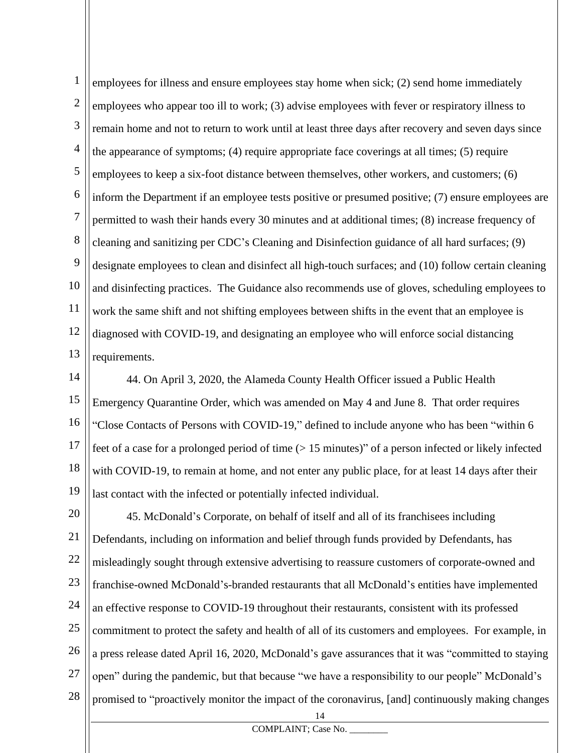employees for illness and ensure employees stay home when sick; (2) send home immediately employees who appear too ill to work; (3) advise employees with fever or respiratory illness to remain home and not to return to work until at least three days after recovery and seven days since the appearance of symptoms; (4) require appropriate face coverings at all times; (5) require employees to keep a six-foot distance between themselves, other workers, and customers; (6) inform the Department if an employee tests positive or presumed positive; (7) ensure employees are permitted to wash their hands every 30 minutes and at additional times; (8) increase frequency of cleaning and sanitizing per CDC's Cleaning and Disinfection guidance of all hard surfaces; (9) designate employees to clean and disinfect all high-touch surfaces; and (10) follow certain cleaning and disinfecting practices. The Guidance also recommends use of gloves, scheduling employees to work the same shift and not shifting employees between shifts in the event that an employee is diagnosed with COVID-19, and designating an employee who will enforce social distancing requirements.

44. On April 3, 2020, the Alameda County Health Officer issued a Public Health Emergency Quarantine Order, which was amended on May 4 and June 8. That order requires "Close Contacts of Persons with COVID-19," defined to include anyone who has been "within 6 feet of a case for a prolonged period of time (> 15 minutes)" of a person infected or likely infected with COVID-19, to remain at home, and not enter any public place, for at least 14 days after their last contact with the infected or potentially infected individual.

45. McDonald's Corporate, on behalf of itself and all of its franchisees including Defendants, including on information and belief through funds provided by Defendants, has misleadingly sought through extensive advertising to reassure customers of corporate-owned and franchise-owned McDonald's-branded restaurants that all McDonald's entities have implemented an effective response to COVID-19 throughout their restaurants, consistent with its professed commitment to protect the safety and health of all of its customers and employees. For example, in a press release dated April 16, 2020, McDonald's gave assurances that it was "committed to staying open" during the pandemic, but that because "we have a responsibility to our people" McDonald's promised to "proactively monitor the impact of the coronavirus, [and] continuously making changes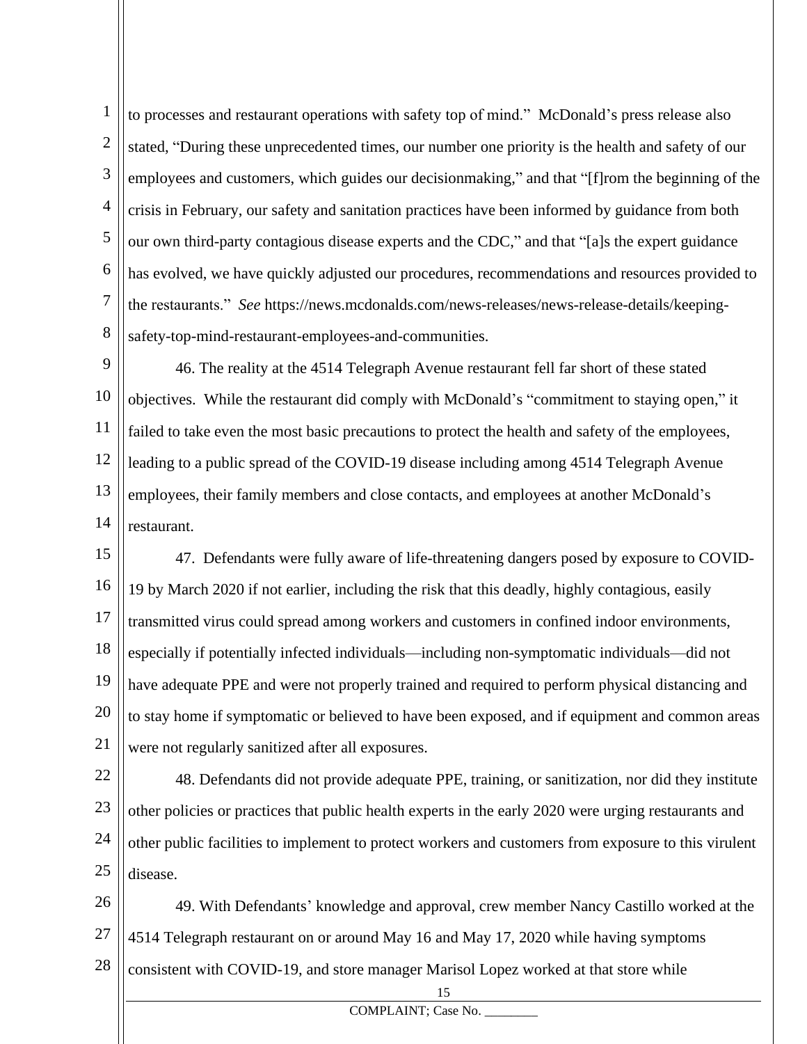to processes and restaurant operations with safety top of mind." McDonald's press release also stated, "During these unprecedented times, our number one priority is the health and safety of our employees and customers, which guides our decisionmaking," and that "[f]rom the beginning of the crisis in February, our safety and sanitation practices have been informed by guidance from both our own third-party contagious disease experts and the CDC," and that "[a]s the expert guidance has evolved, we have quickly adjusted our procedures, recommendations and resources provided to the restaurants." *See* https://news.mcdonalds.com/news-releases/news-release-details/keeping-safety-top-mind-restaurant-employees-and-communities.

46. The reality at the 4514 Telegraph Avenue restaurant fell far short of these stated objectives. While the restaurant did comply with McDonald's "commitment to staying open," it failed to take even the most basic precautions to protect the health and safety of the employees, leading to a public spread of the COVID-19 disease including among 4514 Telegraph Avenue employees, their family members and close contacts, and employees at another McDonald's restaurant.

47. Defendants were fully aware of life-threatening dangers posed by exposure to COVID-19 by March 2020 if not earlier, including the risk that this deadly, highly contagious, easily transmitted virus could spread among workers and customers in confined indoor environments, especially if potentially infected individuals—including non-symptomatic individuals—did not have adequate PPE and were not properly trained and required to perform physical distancing and to stay home if symptomatic or believed to have been exposed, and if equipment and common areas were not regularly sanitized after all exposures.

48. Defendants did not provide adequate PPE, training, or sanitization, nor did they institute other policies or practices that public health experts in the early 2020 were urging restaurants and other public facilities to implement to protect workers and customers from exposure to this virulent disease.

49. With Defendants' knowledge and approval, crew member Nancy Castillo worked at the 4514 Telegraph restaurant on or around May 16 and May 17, 2020 while having symptoms consistent with COVID-19, and store manager Marisol Lopez worked at that store while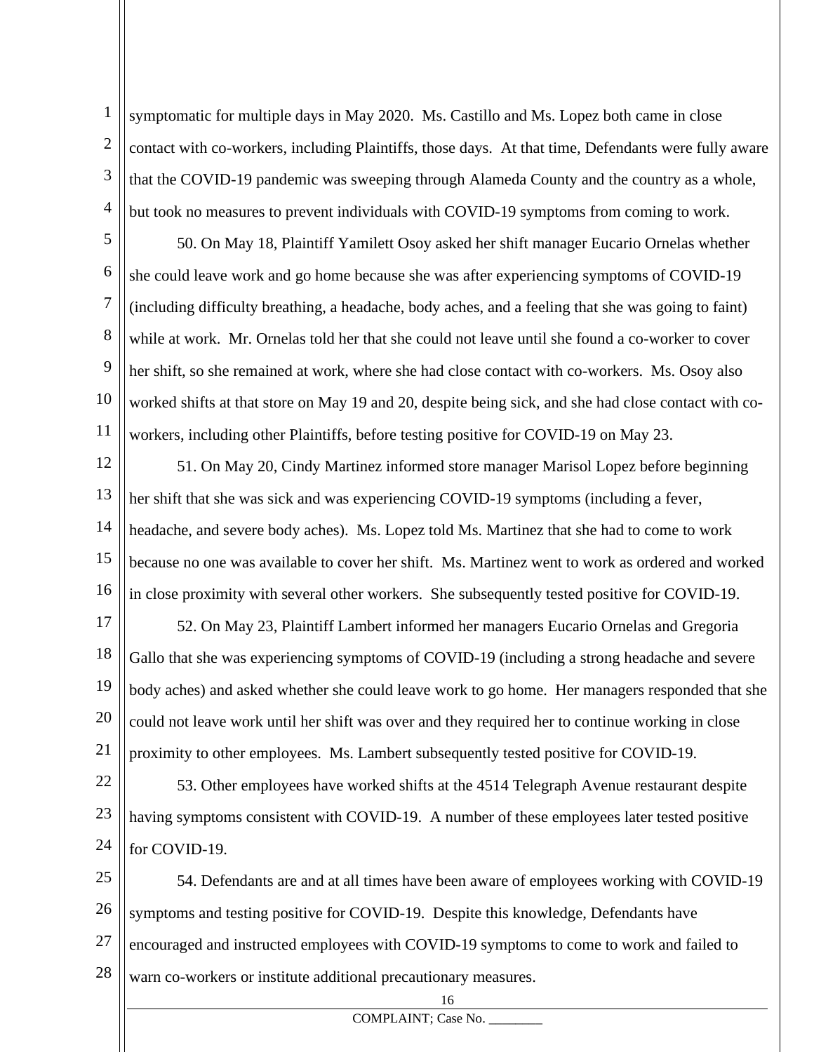symptomatic for multiple days in May 2020. Ms. Castillo and Ms. Lopez both came in close contact with co-workers, including Plaintiffs, those days. At that time, Defendants were fully aware that the COVID-19 pandemic was sweeping through Alameda County and the country as a whole, but took no measures to prevent individuals with COVID-19 symptoms from coming to work.

50. On May 18, Plaintiff Yamilett Osoy asked her shift manager Eucario Ornelas whether she could leave work and go home because she was after experiencing symptoms of COVID-19 (including difficulty breathing, a headache, body aches, and a feeling that she was going to faint) while at work. Mr. Ornelas told her that she could not leave until she found a co-worker to cover her shift, so she remained at work, where she had close contact with co-workers. Ms. Osoy also worked shifts at that store on May 19 and 20, despite being sick, and she had close contact with co-workers, including other Plaintiffs, before testing positive for COVID-19 on May 23.

51. On May 20, Cindy Martinez informed store manager Marisol Lopez before beginning her shift that she was sick and was experiencing COVID-19 symptoms (including a fever, headache, and severe body aches). Ms. Lopez told Ms. Martinez that she had to come to work because no one was available to cover her shift. Ms. Martinez went to work as ordered and worked in close proximity with several other workers. She subsequently tested positive for COVID-19.

52. On May 23, Plaintiff Lambert informed her managers Eucario Ornelas and Gregoria Gallo that she was experiencing symptoms of COVID-19 (including a strong headache and severe body aches) and asked whether she could leave work to go home. Her managers responded that she could not leave work until her shift was over and they required her to continue working in close proximity to other employees. Ms. Lambert subsequently tested positive for COVID-19.

53. Other employees have worked shifts at the 4514 Telegraph Avenue restaurant despite having symptoms consistent with COVID-19. A number of these employees later tested positive for COVID-19.

54. Defendants are and at all times have been aware of employees working with COVID-19 symptoms and testing positive for COVID-19. Despite this knowledge, Defendants have encouraged and instructed employees with COVID-19 symptoms to come to work and failed to warn co-workers or institute additional precautionary measures.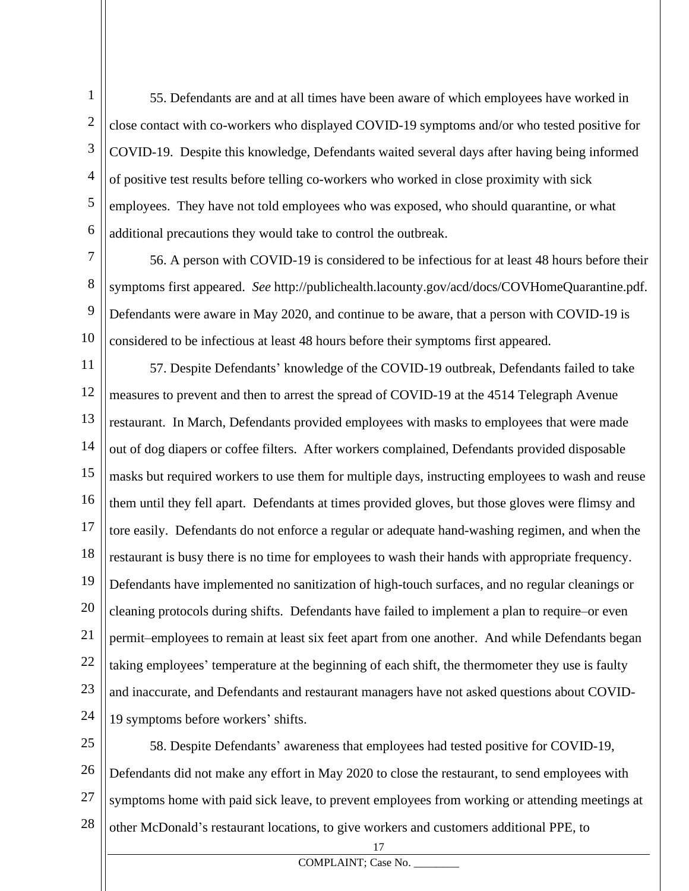55. Defendants are and at all times have been aware of which employees have worked in close contact with co-workers who displayed COVID-19 symptoms and/or who tested positive for COVID-19. Despite this knowledge, Defendants waited several days after having being informed of positive test results before telling co-workers who worked in close proximity with sick employees. They have not told employees who was exposed, who should quarantine, or what additional precautions they would take to control the outbreak.

56. A person with COVID-19 is considered to be infectious for at least 48 hours before their symptoms first appeared. *See* http://publichealth.lacounty.gov/acd/docs/COVHomeQuarantine.pdf. Defendants were aware in May 2020, and continue to be aware, that a person with COVID-19 is considered to be infectious at least 48 hours before their symptoms first appeared.

57. Despite Defendants' knowledge of the COVID-19 outbreak, Defendants failed to take measures to prevent and then to arrest the spread of COVID-19 at the 4514 Telegraph Avenue restaurant. In March, Defendants provided employees with masks to employees that were made out of dog diapers or coffee filters. After workers complained, Defendants provided disposable masks but required workers to use them for multiple days, instructing employees to wash and reuse them until they fell apart. Defendants at times provided gloves, but those gloves were flimsy and tore easily. Defendants do not enforce a regular or adequate hand-washing regimen, and when the restaurant is busy there is no time for employees to wash their hands with appropriate frequency. Defendants have implemented no sanitization of high-touch surfaces, and no regular cleanings or cleaning protocols during shifts. Defendants have failed to implement a plan to require–or even permit–employees to remain at least six feet apart from one another. And while Defendants began taking employees' temperature at the beginning of each shift, the thermometer they use is faulty and inaccurate, and Defendants and restaurant managers have not asked questions about COVID-19 symptoms before workers' shifts.

58. Despite Defendants' awareness that employees had tested positive for COVID-19, Defendants did not make any effort in May 2020 to close the restaurant, to send employees with symptoms home with paid sick leave, to prevent employees from working or attending meetings at other McDonald's restaurant locations, to give workers and customers additional PPE, to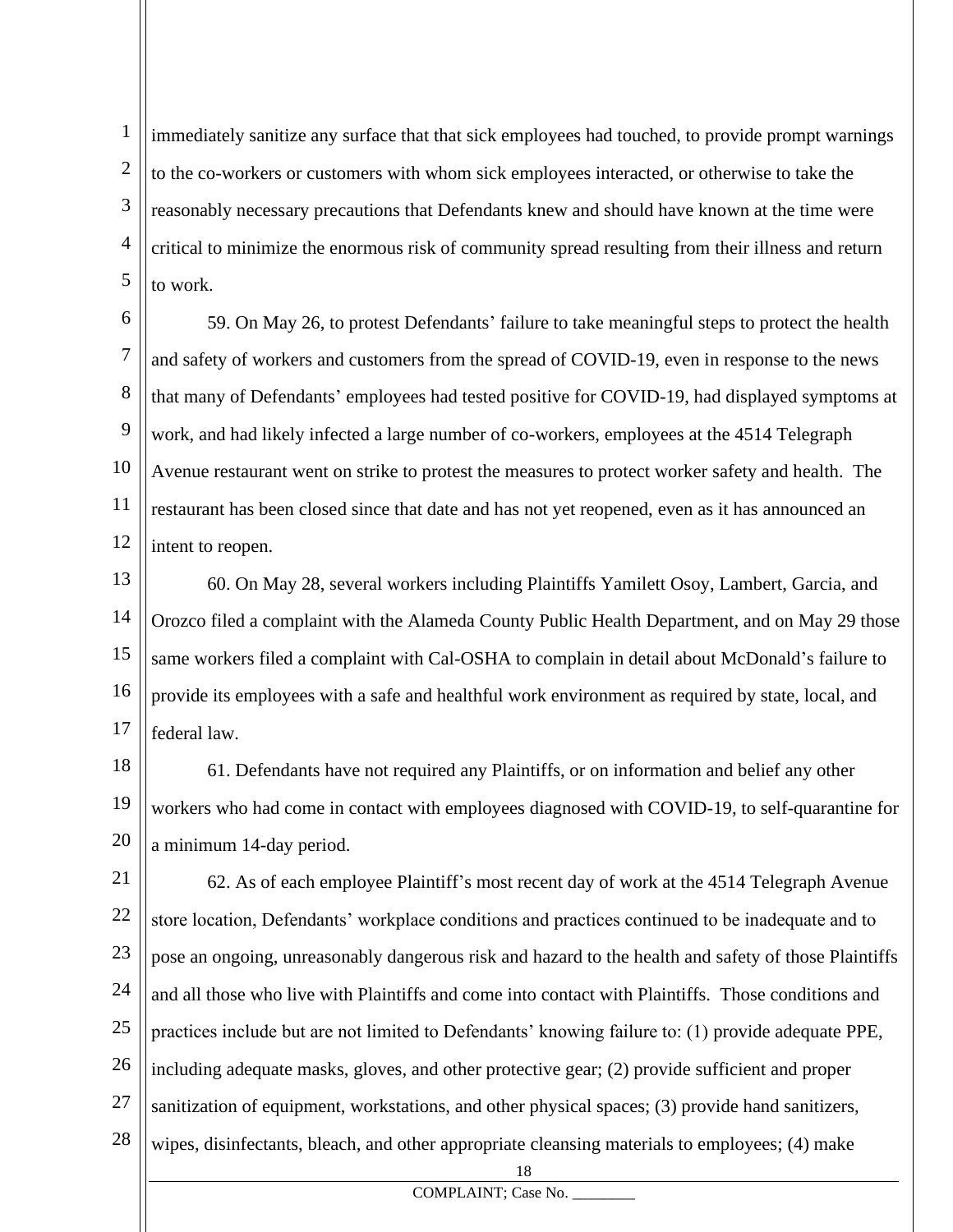immediately sanitize any surface that that sick employees had touched, to provide prompt warnings to the co-workers or customers with whom sick employees interacted, or otherwise to take the reasonably necessary precautions that Defendants knew and should have known at the time were critical to minimize the enormous risk of community spread resulting from their illness and return to work.

59. On May 26, to protest Defendants' failure to take meaningful steps to protect the health and safety of workers and customers from the spread of COVID-19, even in response to the news that many of Defendants' employees had tested positive for COVID-19, had displayed symptoms at work, and had likely infected a large number of co-workers, employees at the 4514 Telegraph Avenue restaurant went on strike to protest the measures to protect worker safety and health. The restaurant has been closed since that date and has not yet reopened, even as it has announced an intent to reopen.

60. On May 28, several workers including Plaintiffs Yamilett Osoy, Lambert, Garcia, and Orozco filed a complaint with the Alameda County Public Health Department, and on May 29 those same workers filed a complaint with Cal-OSHA to complain in detail about McDonald's failure to provide its employees with a safe and healthful work environment as required by state, local, and federal law.

61. Defendants have not required any Plaintiffs, or on information and belief any other workers who had come in contact with employees diagnosed with COVID-19, to self-quarantine for a minimum 14-day period.

62. As of each employee Plaintiff's most recent day of work at the 4514 Telegraph Avenue store location, Defendants' workplace conditions and practices continued to be inadequate and to pose an ongoing, unreasonably dangerous risk and hazard to the health and safety of those Plaintiffs and all those who live with Plaintiffs and come into contact with Plaintiffs. Those conditions and practices include but are not limited to Defendants' knowing failure to: (1) provide adequate PPE, including adequate masks, gloves, and other protective gear; (2) provide sufficient and proper sanitization of equipment, workstations, and other physical spaces; (3) provide hand sanitizers, wipes, disinfectants, bleach, and other appropriate cleansing materials to employees; (4) make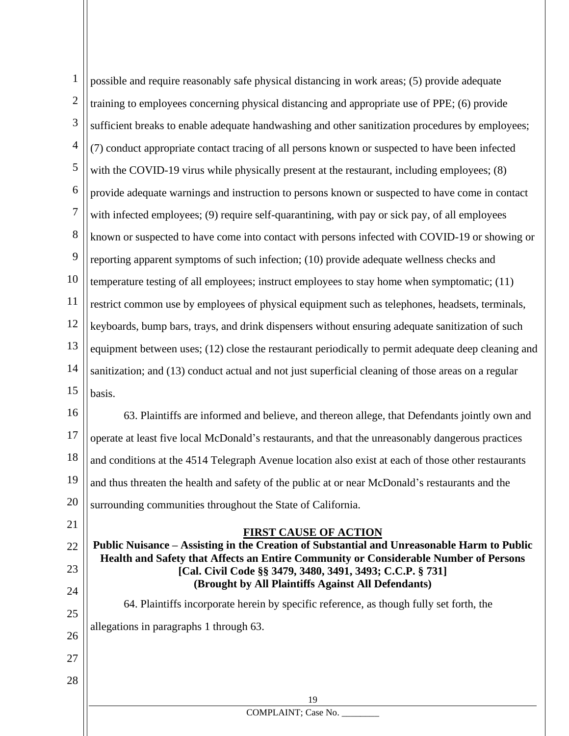possible and require reasonably safe physical distancing in work areas; (5) provide adequate training to employees concerning physical distancing and appropriate use of PPE; (6) provide sufficient breaks to enable adequate handwashing and other sanitization procedures by employees; (7) conduct appropriate contact tracing of all persons known or suspected to have been infected with the COVID-19 virus while physically present at the restaurant, including employees; (8) provide adequate warnings and instruction to persons known or suspected to have come in contact with infected employees; (9) require self-quarantining, with pay or sick pay, of all employees known or suspected to have come into contact with persons infected with COVID-19 or showing or reporting apparent symptoms of such infection; (10) provide adequate wellness checks and temperature testing of all employees; instruct employees to stay home when symptomatic; (11) restrict common use by employees of physical equipment such as telephones, headsets, terminals, keyboards, bump bars, trays, and drink dispensers without ensuring adequate sanitization of such equipment between uses; (12) close the restaurant periodically to permit adequate deep cleaning and sanitization; and (13) conduct actual and not just superficial cleaning of those areas on a regular basis.

63. Plaintiffs are informed and believe, and thereon allege, that Defendants jointly own and operate at least five local McDonald's restaurants, and that the unreasonably dangerous practices and conditions at the 4514 Telegraph Avenue location also exist at each of those other restaurants and thus threaten the health and safety of the public at or near McDonald's restaurants and the surrounding communities throughout the State of California.

## FIRST CAUSE OF ACTION

**Public Nuisance – Assisting in the Creation of Substantial and Unreasonable Harm to Public Health and Safety that Affects an Entire Community or Considerable Number of Persons**
**[Cal. Civil Code §§ 3479, 3480, 3491, 3493; C.C.P. § 731]**
**(Brought by All Plaintiffs Against All Defendants)**

64. Plaintiffs incorporate herein by specific reference, as though fully set forth, the allegations in paragraphs 1 through 63.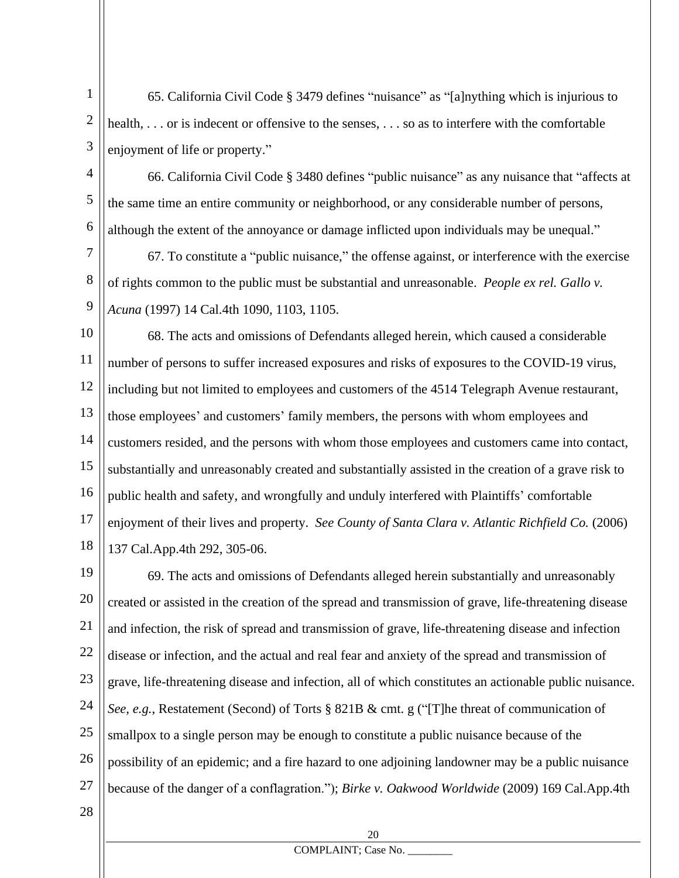65. California Civil Code § 3479 defines "nuisance" as "[a]nything which is injurious to health, . . . or is indecent or offensive to the senses, . . . so as to interfere with the comfortable enjoyment of life or property."

66. California Civil Code § 3480 defines "public nuisance" as any nuisance that "affects at the same time an entire community or neighborhood, or any considerable number of persons, although the extent of the annoyance or damage inflicted upon individuals may be unequal."

67. To constitute a "public nuisance," the offense against, or interference with the exercise of rights common to the public must be substantial and unreasonable. *People ex rel. Gallo v. Acuna* (1997) 14 Cal.4th 1090, 1103, 1105.

68. The acts and omissions of Defendants alleged herein, which caused a considerable number of persons to suffer increased exposures and risks of exposures to the COVID-19 virus, including but not limited to employees and customers of the 4514 Telegraph Avenue restaurant, those employees' and customers' family members, the persons with whom employees and customers resided, and the persons with whom those employees and customers came into contact, substantially and unreasonably created and substantially assisted in the creation of a grave risk to public health and safety, and wrongfully and unduly interfered with Plaintiffs' comfortable enjoyment of their lives and property. *See County of Santa Clara v. Atlantic Richfield Co.* (2006) 137 Cal.App.4th 292, 305-06.

69. The acts and omissions of Defendants alleged herein substantially and unreasonably created or assisted in the creation of the spread and transmission of grave, life-threatening disease and infection, the risk of spread and transmission of grave, life-threatening disease and infection disease or infection, and the actual and real fear and anxiety of the spread and transmission of grave, life-threatening disease and infection, all of which constitutes an actionable public nuisance. *See, e.g.*, Restatement (Second) of Torts § 821B & cmt. g ("[T]he threat of communication of smallpox to a single person may be enough to constitute a public nuisance because of the possibility of an epidemic; and a fire hazard to one adjoining landowner may be a public nuisance because of the danger of a conflagration."); *Birke v. Oakwood Worldwide* (2009) 169 Cal.App.4th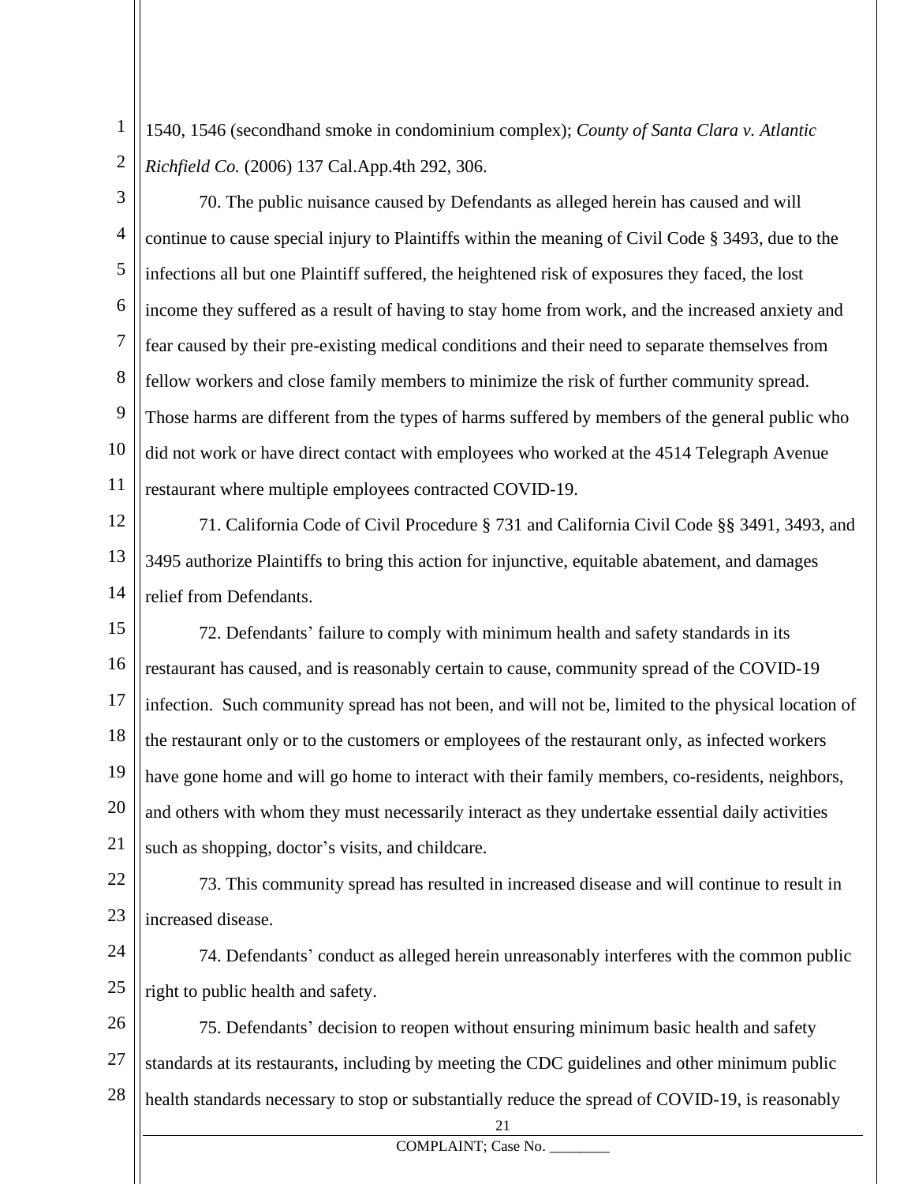1540, 1546 (secondhand smoke in condominium complex); *County of Santa Clara v. Atlantic Richfield Co.* (2006) 137 Cal.App.4th 292, 306.

70. The public nuisance caused by Defendants as alleged herein has caused and will continue to cause special injury to Plaintiffs within the meaning of Civil Code § 3493, due to the infections all but one Plaintiff suffered, the heightened risk of exposures they faced, the lost income they suffered as a result of having to stay home from work, and the increased anxiety and fear caused by their pre-existing medical conditions and their need to separate themselves from fellow workers and close family members to minimize the risk of further community spread. Those harms are different from the types of harms suffered by members of the general public who did not work or have direct contact with employees who worked at the 4514 Telegraph Avenue restaurant where multiple employees contracted COVID-19.

71. California Code of Civil Procedure § 731 and California Civil Code §§ 3491, 3493, and 3495 authorize Plaintiffs to bring this action for injunctive, equitable abatement, and damages relief from Defendants.

72. Defendants' failure to comply with minimum health and safety standards in its restaurant has caused, and is reasonably certain to cause, community spread of the COVID-19 infection. Such community spread has not been, and will not be, limited to the physical location of the restaurant only or to the customers or employees of the restaurant only, as infected workers have gone home and will go home to interact with their family members, co-residents, neighbors, and others with whom they must necessarily interact as they undertake essential daily activities such as shopping, doctor's visits, and childcare.

73. This community spread has resulted in increased disease and will continue to result in increased disease.

74. Defendants' conduct as alleged herein unreasonably interferes with the common public right to public health and safety.

75. Defendants' decision to reopen without ensuring minimum basic health and safety standards at its restaurants, including by meeting the CDC guidelines and other minimum public health standards necessary to stop or substantially reduce the spread of COVID-19, is reasonably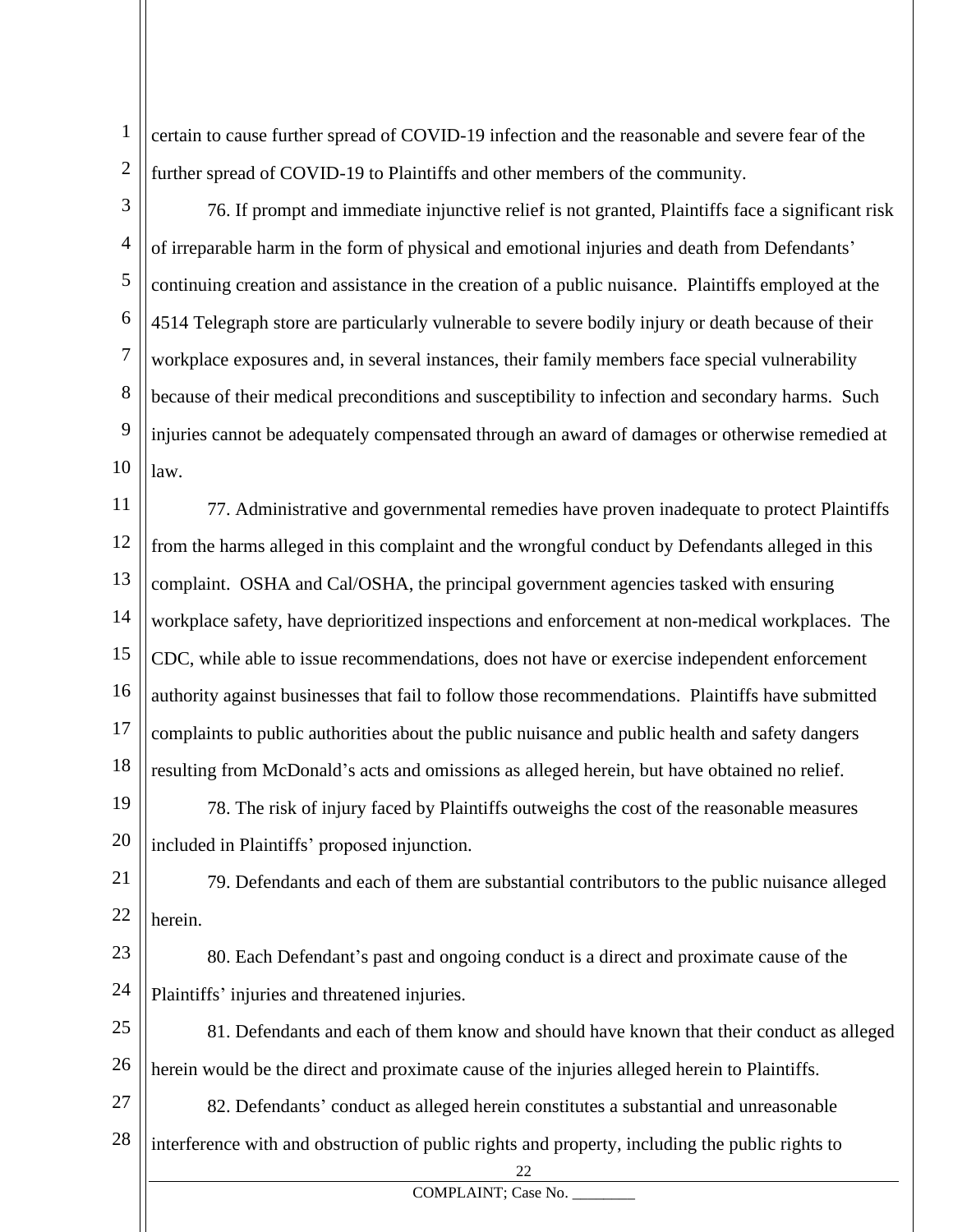certain to cause further spread of COVID-19 infection and the reasonable and severe fear of the further spread of COVID-19 to Plaintiffs and other members of the community.

76. If prompt and immediate injunctive relief is not granted, Plaintiffs face a significant risk of irreparable harm in the form of physical and emotional injuries and death from Defendants' continuing creation and assistance in the creation of a public nuisance. Plaintiffs employed at the 4514 Telegraph store are particularly vulnerable to severe bodily injury or death because of their workplace exposures and, in several instances, their family members face special vulnerability because of their medical preconditions and susceptibility to infection and secondary harms. Such injuries cannot be adequately compensated through an award of damages or otherwise remedied at law.

77. Administrative and governmental remedies have proven inadequate to protect Plaintiffs from the harms alleged in this complaint and the wrongful conduct by Defendants alleged in this complaint. OSHA and Cal/OSHA, the principal government agencies tasked with ensuring workplace safety, have deprioritized inspections and enforcement at non-medical workplaces. The CDC, while able to issue recommendations, does not have or exercise independent enforcement authority against businesses that fail to follow those recommendations. Plaintiffs have submitted complaints to public authorities about the public nuisance and public health and safety dangers resulting from McDonald's acts and omissions as alleged herein, but have obtained no relief.

78. The risk of injury faced by Plaintiffs outweighs the cost of the reasonable measures included in Plaintiffs' proposed injunction.

79. Defendants and each of them are substantial contributors to the public nuisance alleged herein.

80. Each Defendant's past and ongoing conduct is a direct and proximate cause of the Plaintiffs' injuries and threatened injuries.

81. Defendants and each of them know and should have known that their conduct as alleged herein would be the direct and proximate cause of the injuries alleged herein to Plaintiffs.

82. Defendants' conduct as alleged herein constitutes a substantial and unreasonable interference with and obstruction of public rights and property, including the public rights to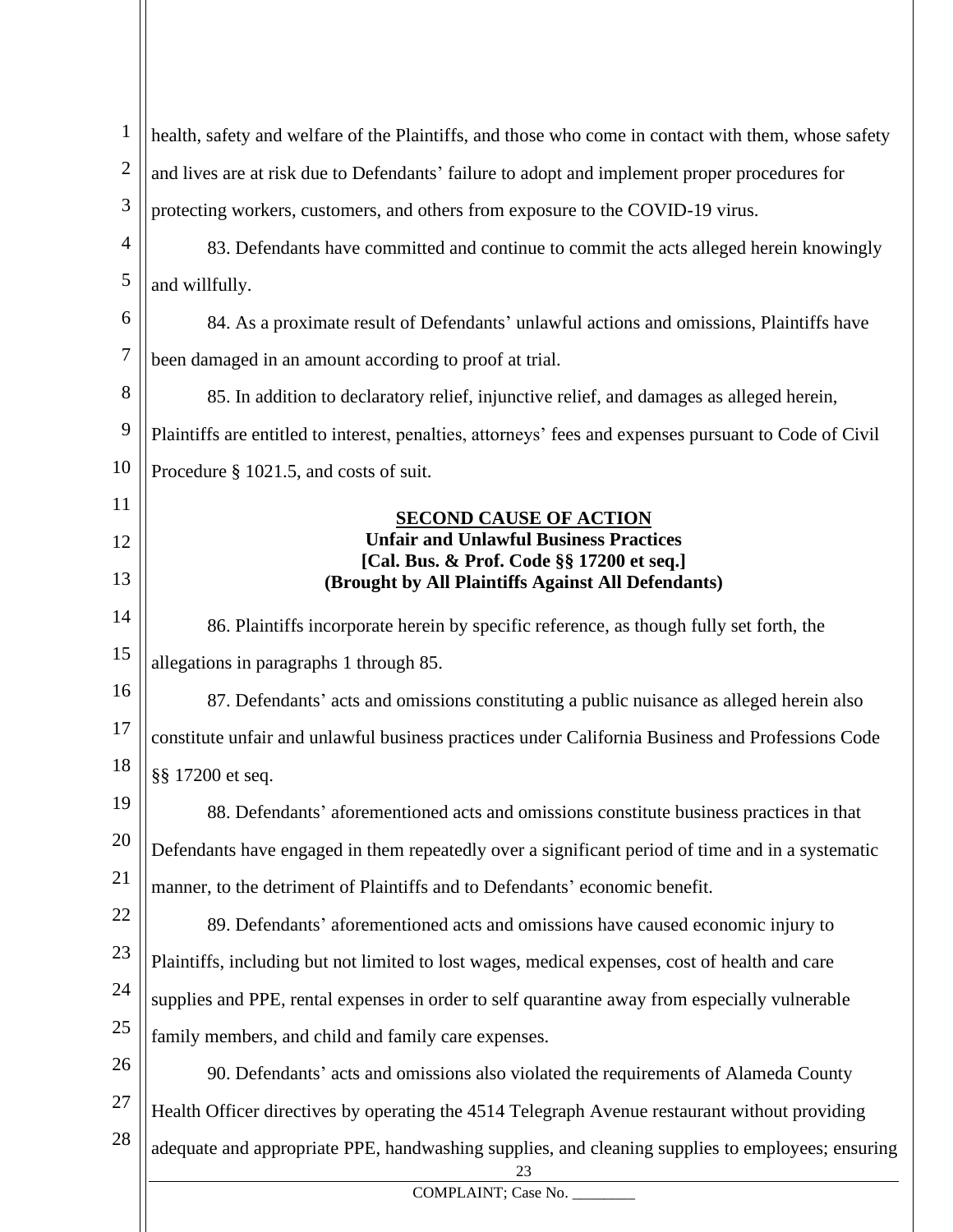health, safety and welfare of the Plaintiffs, and those who come in contact with them, whose safety and lives are at risk due to Defendants' failure to adopt and implement proper procedures for protecting workers, customers, and others from exposure to the COVID-19 virus.

83. Defendants have committed and continue to commit the acts alleged herein knowingly and willfully.

84. As a proximate result of Defendants' unlawful actions and omissions, Plaintiffs have been damaged in an amount according to proof at trial.

85. In addition to declaratory relief, injunctive relief, and damages as alleged herein, Plaintiffs are entitled to interest, penalties, attorneys' fees and expenses pursuant to Code of Civil Procedure § 1021.5, and costs of suit.

**SECOND CAUSE OF ACTION**
**Unfair and Unlawful Business Practices**
**[Cal. Bus. & Prof. Code §§ 17200 et seq.]**
**(Brought by All Plaintiffs Against All Defendants)**

86. Plaintiffs incorporate herein by specific reference, as though fully set forth, the allegations in paragraphs 1 through 85.

87. Defendants' acts and omissions constituting a public nuisance as alleged herein also constitute unfair and unlawful business practices under California Business and Professions Code §§ 17200 et seq.

88. Defendants' aforementioned acts and omissions constitute business practices in that Defendants have engaged in them repeatedly over a significant period of time and in a systematic manner, to the detriment of Plaintiffs and to Defendants' economic benefit.

89. Defendants' aforementioned acts and omissions have caused economic injury to Plaintiffs, including but not limited to lost wages, medical expenses, cost of health and care supplies and PPE, rental expenses in order to self quarantine away from especially vulnerable family members, and child and family care expenses.

90. Defendants' acts and omissions also violated the requirements of Alameda County Health Officer directives by operating the 4514 Telegraph Avenue restaurant without providing adequate and appropriate PPE, handwashing supplies, and cleaning supplies to employees; ensuring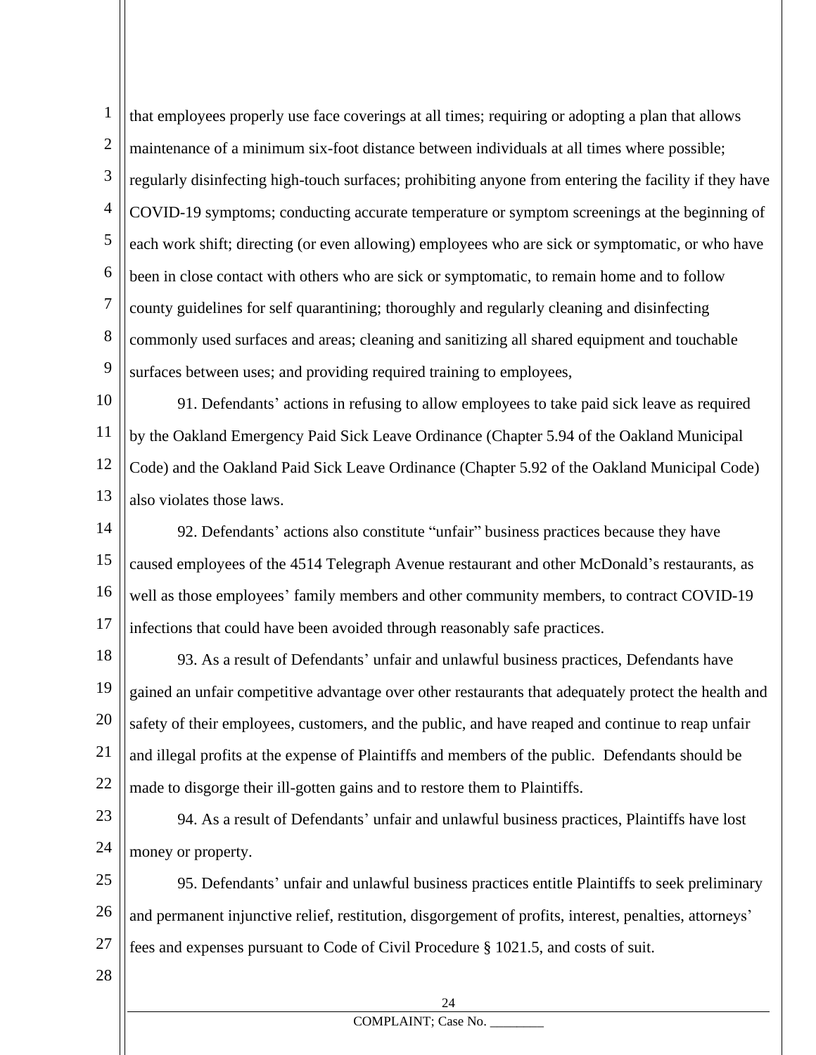that employees properly use face coverings at all times; requiring or adopting a plan that allows maintenance of a minimum six-foot distance between individuals at all times where possible; regularly disinfecting high-touch surfaces; prohibiting anyone from entering the facility if they have COVID-19 symptoms; conducting accurate temperature or symptom screenings at the beginning of each work shift; directing (or even allowing) employees who are sick or symptomatic, or who have been in close contact with others who are sick or symptomatic, to remain home and to follow county guidelines for self quarantining; thoroughly and regularly cleaning and disinfecting commonly used surfaces and areas; cleaning and sanitizing all shared equipment and touchable surfaces between uses; and providing required training to employees,

91. Defendants' actions in refusing to allow employees to take paid sick leave as required by the Oakland Emergency Paid Sick Leave Ordinance (Chapter 5.94 of the Oakland Municipal Code) and the Oakland Paid Sick Leave Ordinance (Chapter 5.92 of the Oakland Municipal Code) also violates those laws.

92. Defendants' actions also constitute "unfair" business practices because they have caused employees of the 4514 Telegraph Avenue restaurant and other McDonald's restaurants, as well as those employees' family members and other community members, to contract COVID-19 infections that could have been avoided through reasonably safe practices.

93. As a result of Defendants' unfair and unlawful business practices, Defendants have gained an unfair competitive advantage over other restaurants that adequately protect the health and safety of their employees, customers, and the public, and have reaped and continue to reap unfair and illegal profits at the expense of Plaintiffs and members of the public. Defendants should be made to disgorge their ill-gotten gains and to restore them to Plaintiffs.

94. As a result of Defendants' unfair and unlawful business practices, Plaintiffs have lost money or property.

95. Defendants' unfair and unlawful business practices entitle Plaintiffs to seek preliminary and permanent injunctive relief, restitution, disgorgement of profits, interest, penalties, attorneys' fees and expenses pursuant to Code of Civil Procedure § 1021.5, and costs of suit.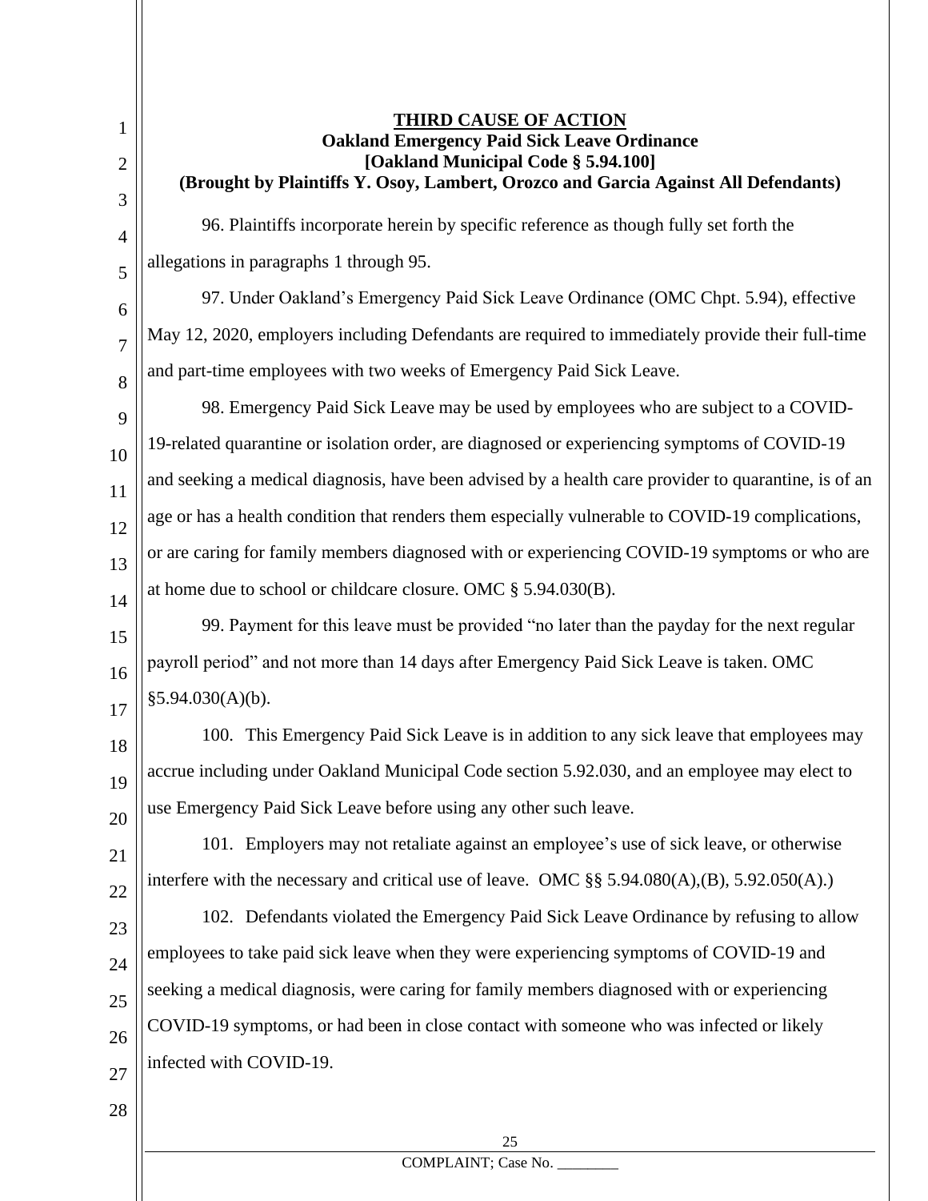**THIRD CAUSE OF ACTION**

**Oakland Emergency Paid Sick Leave Ordinance**

**[Oakland Municipal Code § 5.94.100]**

**(Brought by Plaintiffs Y. Osoy, Lambert, Orozco and Garcia Against All Defendants)**

96. Plaintiffs incorporate herein by specific reference as though fully set forth the allegations in paragraphs 1 through 95.

97. Under Oakland's Emergency Paid Sick Leave Ordinance (OMC Chpt. 5.94), effective May 12, 2020, employers including Defendants are required to immediately provide their full-time and part-time employees with two weeks of Emergency Paid Sick Leave.

98. Emergency Paid Sick Leave may be used by employees who are subject to a COVID-19-related quarantine or isolation order, are diagnosed or experiencing symptoms of COVID-19 and seeking a medical diagnosis, have been advised by a health care provider to quarantine, is of an age or has a health condition that renders them especially vulnerable to COVID-19 complications, or are caring for family members diagnosed with or experiencing COVID-19 symptoms or who are at home due to school or childcare closure. OMC § 5.94.030(B).

99. Payment for this leave must be provided "no later than the payday for the next regular payroll period" and not more than 14 days after Emergency Paid Sick Leave is taken. OMC §5.94.030(A)(b).

100. This Emergency Paid Sick Leave is in addition to any sick leave that employees may accrue including under Oakland Municipal Code section 5.92.030, and an employee may elect to use Emergency Paid Sick Leave before using any other such leave.

101. Employers may not retaliate against an employee's use of sick leave, or otherwise interfere with the necessary and critical use of leave. OMC §§ 5.94.080(A),(B), 5.92.050(A).)

102. Defendants violated the Emergency Paid Sick Leave Ordinance by refusing to allow employees to take paid sick leave when they were experiencing symptoms of COVID-19 and seeking a medical diagnosis, were caring for family members diagnosed with or experiencing COVID-19 symptoms, or had been in close contact with someone who was infected or likely infected with COVID-19.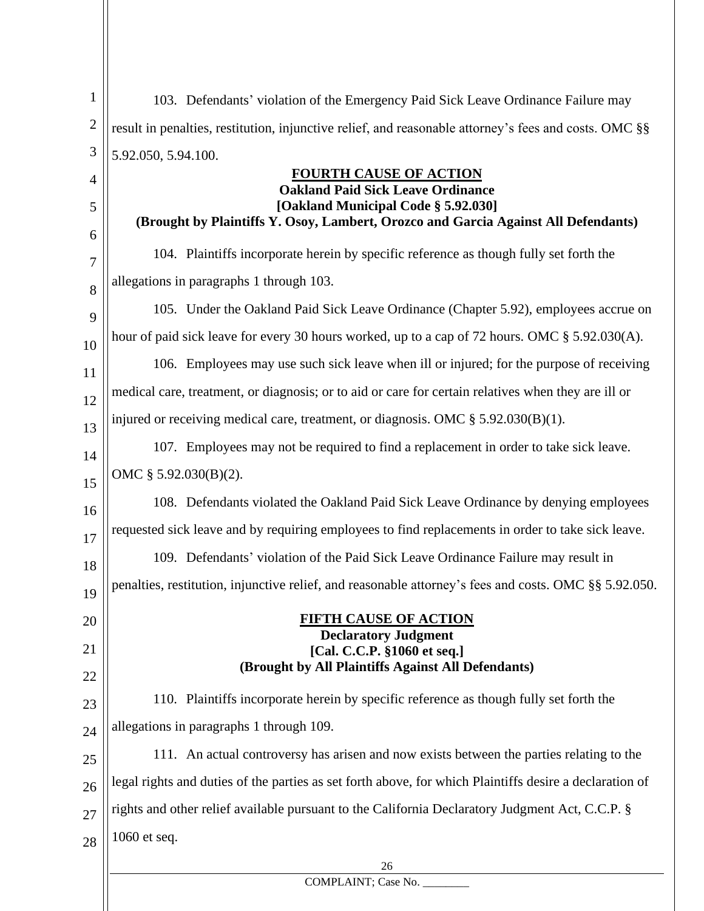103. Defendants' violation of the Emergency Paid Sick Leave Ordinance Failure may result in penalties, restitution, injunctive relief, and reasonable attorney's fees and costs. OMC §§ 5.92.050, 5.94.100.

**FOURTH CAUSE OF ACTION**
**Oakland Paid Sick Leave Ordinance**
**[Oakland Municipal Code § 5.92.030]**
**(Brought by Plaintiffs Y. Osoy, Lambert, Orozco and Garcia Against All Defendants)**

104. Plaintiffs incorporate herein by specific reference as though fully set forth the allegations in paragraphs 1 through 103.

105. Under the Oakland Paid Sick Leave Ordinance (Chapter 5.92), employees accrue on hour of paid sick leave for every 30 hours worked, up to a cap of 72 hours. OMC § 5.92.030(A).

106. Employees may use such sick leave when ill or injured; for the purpose of receiving medical care, treatment, or diagnosis; or to aid or care for certain relatives when they are ill or injured or receiving medical care, treatment, or diagnosis. OMC § 5.92.030(B)(1).

107. Employees may not be required to find a replacement in order to take sick leave. OMC § 5.92.030(B)(2).

108. Defendants violated the Oakland Paid Sick Leave Ordinance by denying employees requested sick leave and by requiring employees to find replacements in order to take sick leave.

109. Defendants' violation of the Paid Sick Leave Ordinance Failure may result in penalties, restitution, injunctive relief, and reasonable attorney's fees and costs. OMC §§ 5.92.050.

**FIFTH CAUSE OF ACTION**
**Declaratory Judgment**
**[Cal. C.C.P. §1060 et seq.]**
**(Brought by All Plaintiffs Against All Defendants)**

110. Plaintiffs incorporate herein by specific reference as though fully set forth the allegations in paragraphs 1 through 109.

111. An actual controversy has arisen and now exists between the parties relating to the legal rights and duties of the parties as set forth above, for which Plaintiffs desire a declaration of rights and other relief available pursuant to the California Declaratory Judgment Act, C.C.P. § 1060 et seq.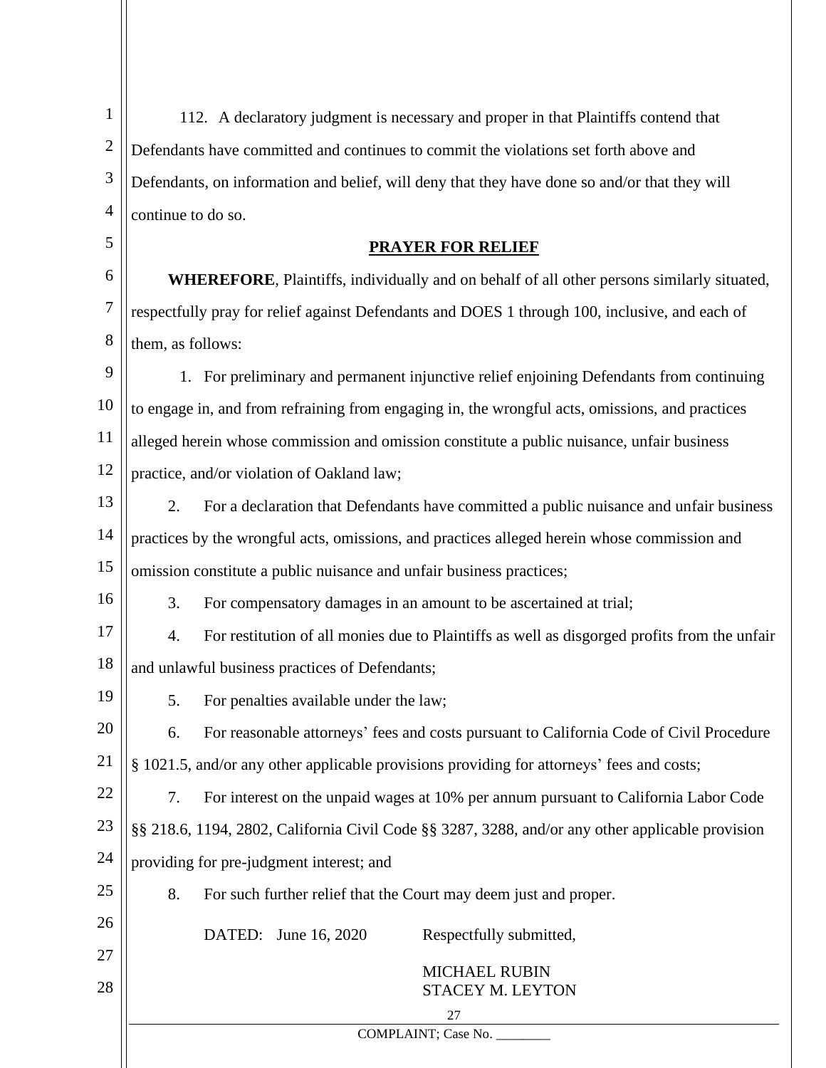112. A declaratory judgment is necessary and proper in that Plaintiffs contend that Defendants have committed and continues to commit the violations set forth above and Defendants, on information and belief, will deny that they have done so and/or that they will continue to do so.

## PRAYER FOR RELIEF

**WHEREFORE**, Plaintiffs, individually and on behalf of all other persons similarly situated, respectfully pray for relief against Defendants and DOES 1 through 100, inclusive, and each of them, as follows:

1. For preliminary and permanent injunctive relief enjoining Defendants from continuing to engage in, and from refraining from engaging in, the wrongful acts, omissions, and practices alleged herein whose commission and omission constitute a public nuisance, unfair business practice, and/or violation of Oakland law;

2. For a declaration that Defendants have committed a public nuisance and unfair business practices by the wrongful acts, omissions, and practices alleged herein whose commission and omission constitute a public nuisance and unfair business practices;

3. For compensatory damages in an amount to be ascertained at trial;

4. For restitution of all monies due to Plaintiffs as well as disgorged profits from the unfair and unlawful business practices of Defendants;

5. For penalties available under the law;

6. For reasonable attorneys' fees and costs pursuant to California Code of Civil Procedure § 1021.5, and/or any other applicable provisions providing for attorneys' fees and costs;

7. For interest on the unpaid wages at 10% per annum pursuant to California Labor Code §§ 218.6, 1194, 2802, California Civil Code §§ 3287, 3288, and/or any other applicable provision providing for pre-judgment interest; and

8. For such further relief that the Court may deem just and proper.

DATED: June 16, 2020

Respectfully submitted,

MICHAEL RUBIN
STACEY M. LEYTON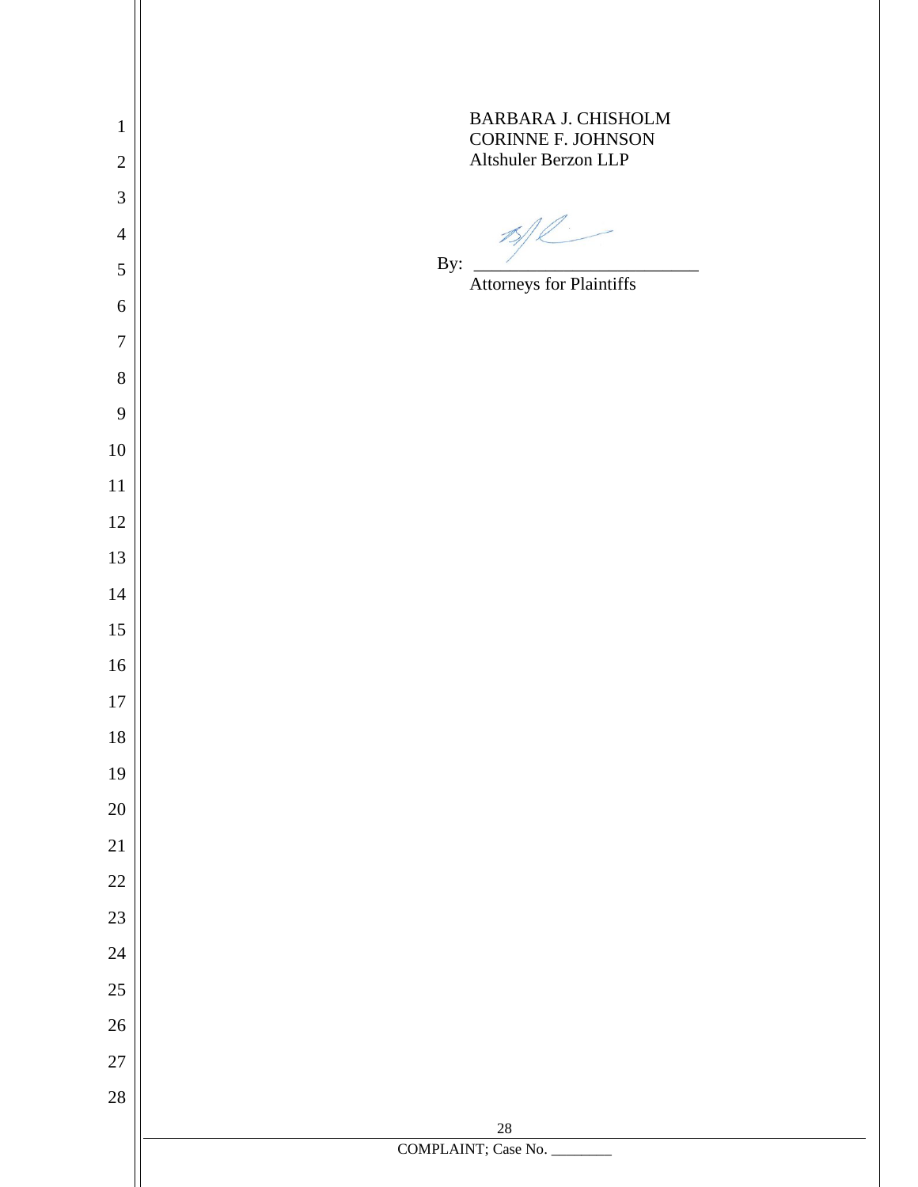BARBARA J. CHISHOLM
CORINNE F. JOHNSON
Altshuler Berzon LLP

By: ______________________
Attorneys for Plaintiffs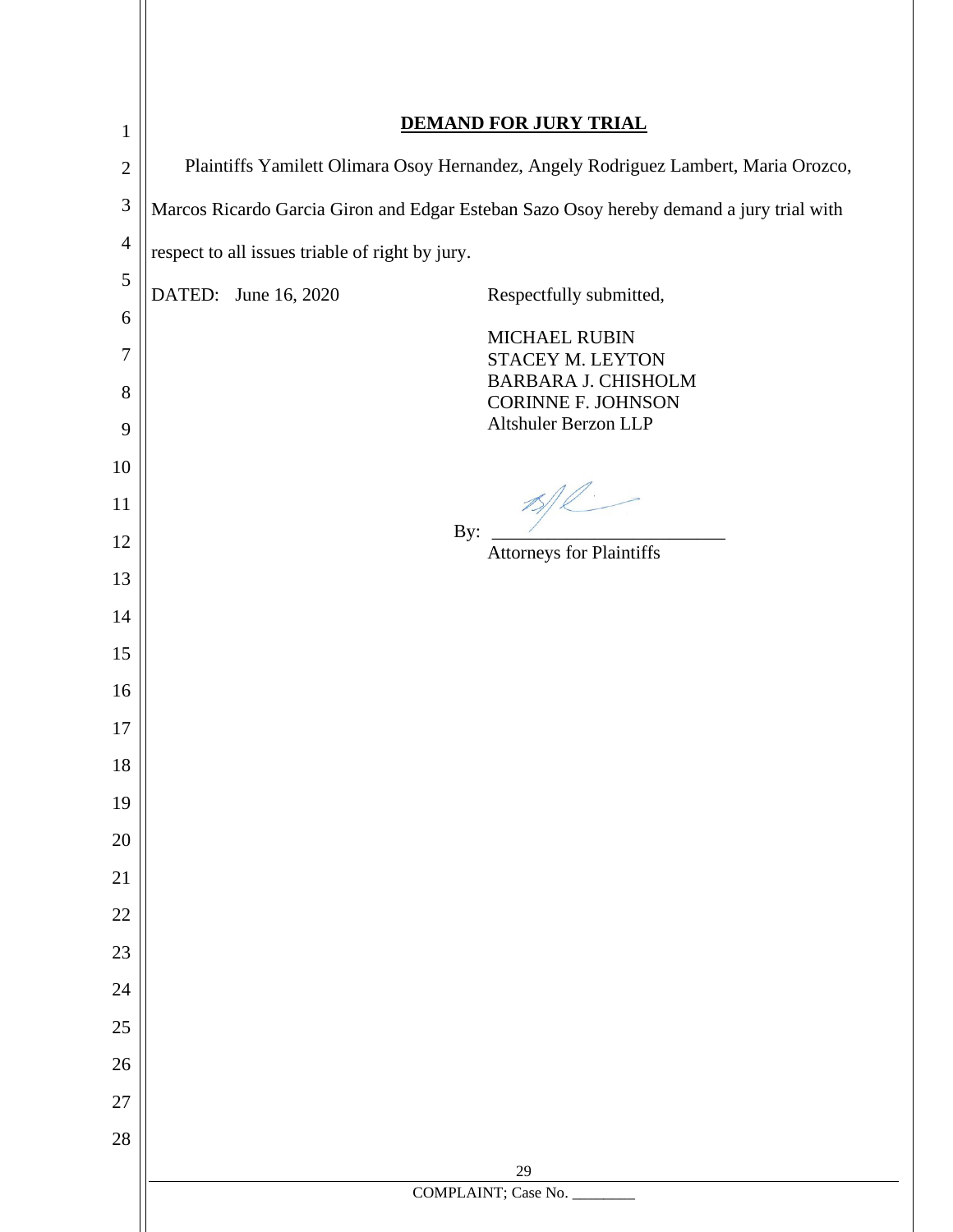**DEMAND FOR JURY TRIAL**

Plaintiffs Yamilett Olimara Osoy Hernandez, Angely Rodriguez Lambert, Maria Orozco, Marcos Ricardo Garcia Giron and Edgar Esteban Sazo Osoy hereby demand a jury trial with respect to all issues triable of right by jury.

DATED: June 16, 2020

Respectfully submitted,

MICHAEL RUBIN
STACEY M. LEYTON
BARBARA J. CHISHOLM
CORINNE F. JOHNSON
Altshuler Berzon LLP

By: _________________________
Attorneys for Plaintiffs

COMPLAINT; Case No. ________